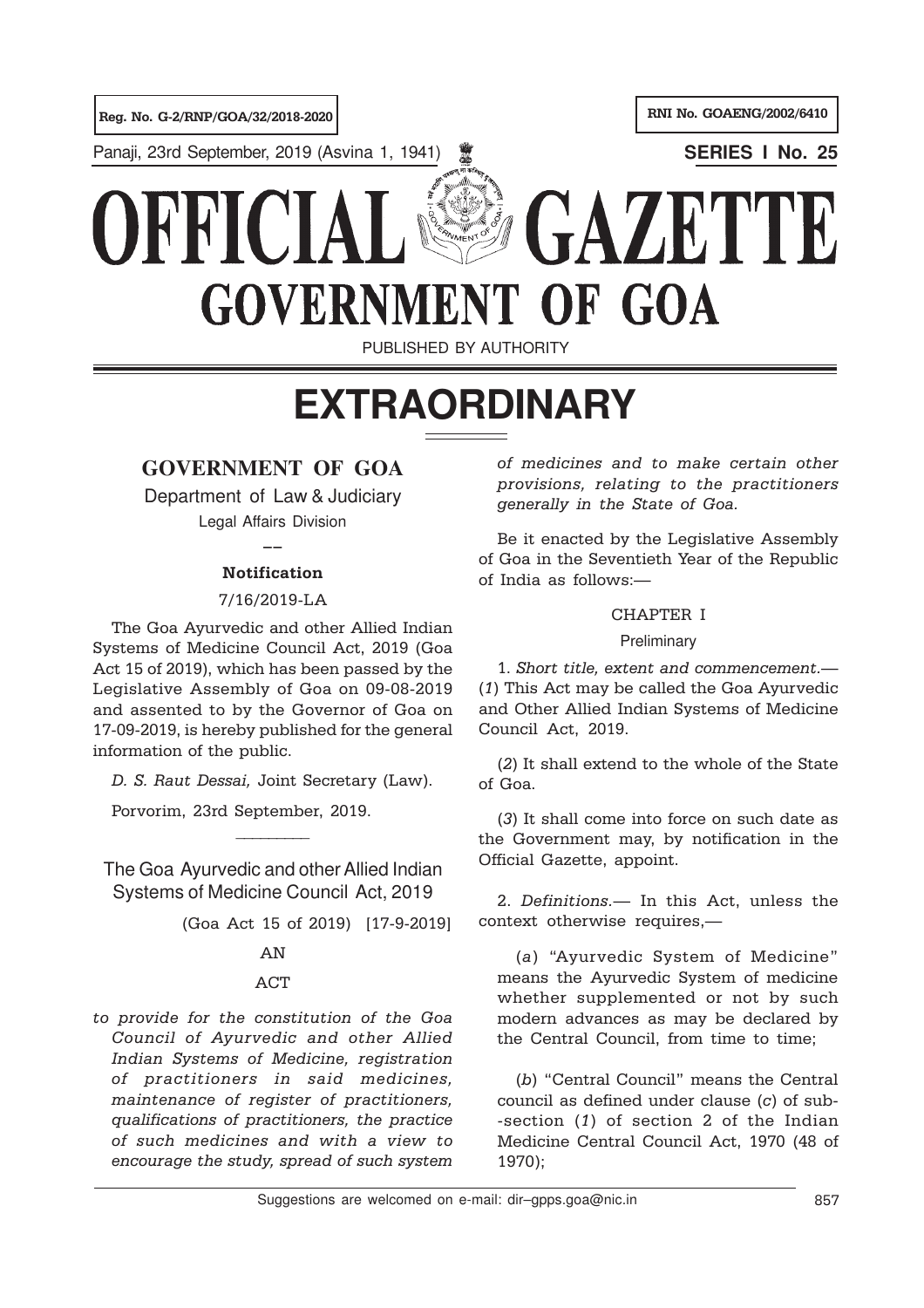Reg. No. G-2/RNP/GOA/32/2018-2020

RNI No. GOAENG/2002/6410

Panaji, 23rd September, 2019 (Asvina 1, 1941)

**SERIES I No. 25**

# OFFICIAL GAZETTE
# GOVERNMENT OF GOA

PUBLISHED BY AUTHORITY

# EXTRAORDINARY

## GOVERNMENT OF GOA

Department of Law & Judiciary

Legal Affairs Division

---

**Notification**

7/16/2019-LA

The Goa Ayurvedic and other Allied Indian Systems of Medicine Council Act, 2019 (Goa Act 15 of 2019), which has been passed by the Legislative Assembly of Goa on 09-08-2019 and assented to by the Governor of Goa on 17-09-2019, is hereby published for the general information of the public.

*D. S. Raut Dessai,* Joint Secretary (Law).

Porvorim, 23rd September, 2019.

---

### The Goa Ayurvedic and other Allied Indian Systems of Medicine Council Act, 2019

(Goa Act 15 of 2019) [17-9-2019]

AN

ACT

*to provide for the constitution of the Goa Council of Ayurvedic and other Allied Indian Systems of Medicine, registration of practitioners in said medicines, maintenance of register of practitioners, qualifications of practitioners, the practice of such medicines and with a view to encourage the study, spread of such system of medicines and to make certain other provisions, relating to the practitioners generally in the State of Goa.*

Be it enacted by the Legislative Assembly of Goa in the Seventieth Year of the Republic of India as follows:—

CHAPTER I

Preliminary

1. *Short title, extent and commencement.*— (*1*) This Act may be called the Goa Ayurvedic and Other Allied Indian Systems of Medicine Council Act, 2019.

(*2*) It shall extend to the whole of the State of Goa.

(*3*) It shall come into force on such date as the Government may, by notification in the Official Gazette, appoint.

2. *Definitions.*— In this Act, unless the context otherwise requires,—

(*a*) "Ayurvedic System of Medicine" means the Ayurvedic System of medicine whether supplemented or not by such modern advances as may be declared by the Central Council, from time to time;

(*b*) "Central Council" means the Central council as defined under clause (*c*) of sub-section (*1*) of section 2 of the Indian Medicine Central Council Act, 1970 (48 of 1970);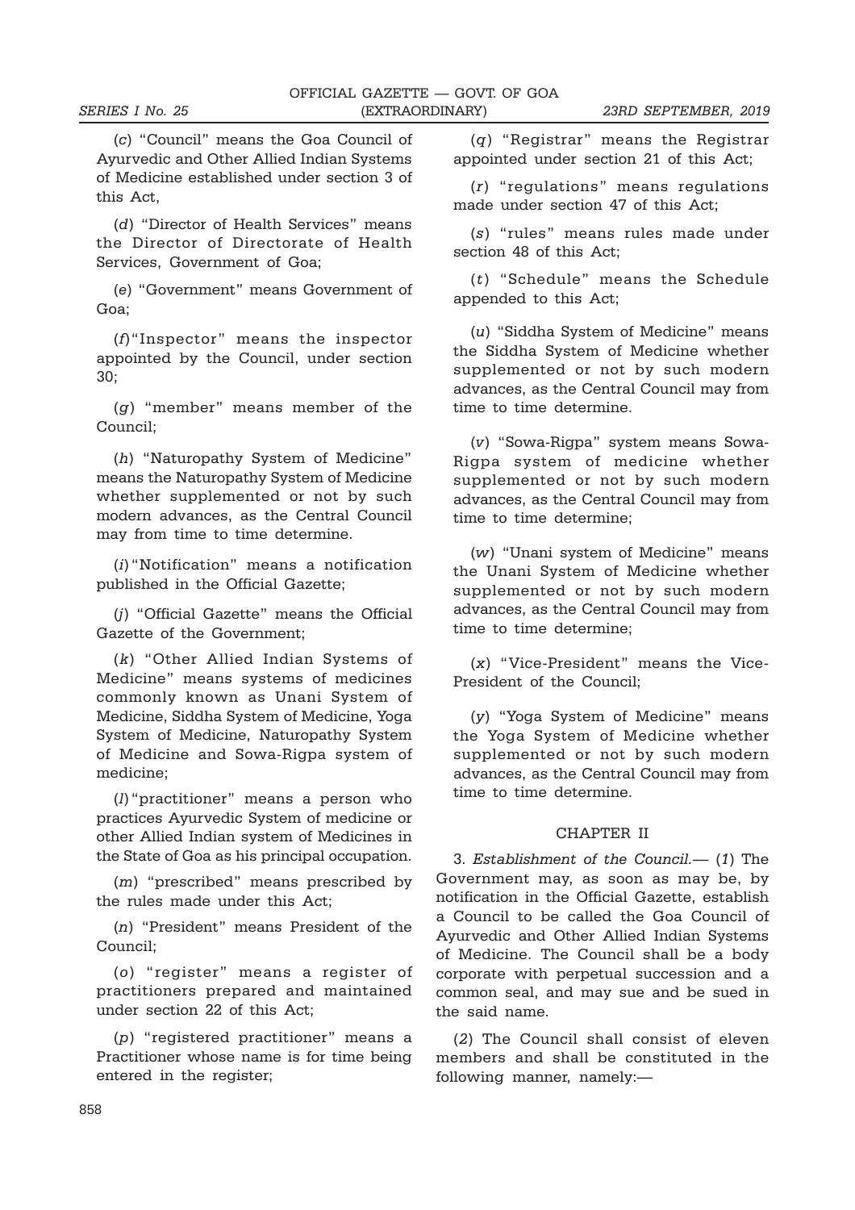(*c*) "Council" means the Goa Council of Ayurvedic and Other Allied Indian Systems of Medicine established under section 3 of this Act,

(*d*) "Director of Health Services" means the Director of Directorate of Health Services, Government of Goa;

(*e*) "Government" means Government of Goa;

(*f*) "Inspector" means the inspector appointed by the Council, under section 30;

(*g*) "member" means member of the Council;

(*h*) "Naturopathy System of Medicine" means the Naturopathy System of Medicine whether supplemented or not by such modern advances, as the Central Council may from time to time determine.

(*i*) "Notification" means a notification published in the Official Gazette;

(*j*) "Official Gazette" means the Official Gazette of the Government;

(*k*) "Other Allied Indian Systems of Medicine" means systems of medicines commonly known as Unani System of Medicine, Siddha System of Medicine, Yoga System of Medicine, Naturopathy System of Medicine and Sowa-Rigpa system of medicine;

(*l*) "practitioner" means a person who practices Ayurvedic System of medicine or other Allied Indian system of Medicines in the State of Goa as his principal occupation.

(*m*) "prescribed" means prescribed by the rules made under this Act;

(*n*) "President" means President of the Council;

(*o*) "register" means a register of practitioners prepared and maintained under section 22 of this Act;

(*p*) "registered practitioner" means a Practitioner whose name is for time being entered in the register;

(*q*) "Registrar" means the Registrar appointed under section 21 of this Act;

(*r*) "regulations" means regulations made under section 47 of this Act;

(*s*) "rules" means rules made under section 48 of this Act;

(*t*) "Schedule" means the Schedule appended to this Act;

(*u*) "Siddha System of Medicine" means the Siddha System of Medicine whether supplemented or not by such modern advances, as the Central Council may from time to time determine.

(*v*) "Sowa-Rigpa" system means Sowa-Rigpa system of medicine whether supplemented or not by such modern advances, as the Central Council may from time to time determine;

(*w*) "Unani system of Medicine" means the Unani System of Medicine whether supplemented or not by such modern advances, as the Central Council may from time to time determine;

(*x*) "Vice-President" means the Vice-President of the Council;

(*y*) "Yoga System of Medicine" means the Yoga System of Medicine whether supplemented or not by such modern advances, as the Central Council may from time to time determine.

## CHAPTER II

3. *Establishment of the Council.*— (*1*) The Government may, as soon as may be, by notification in the Official Gazette, establish a Council to be called the Goa Council of Ayurvedic and Other Allied Indian Systems of Medicine. The Council shall be a body corporate with perpetual succession and a common seal, and may sue and be sued in the said name.

(*2*) The Council shall consist of eleven members and shall be constituted in the following manner, namely:—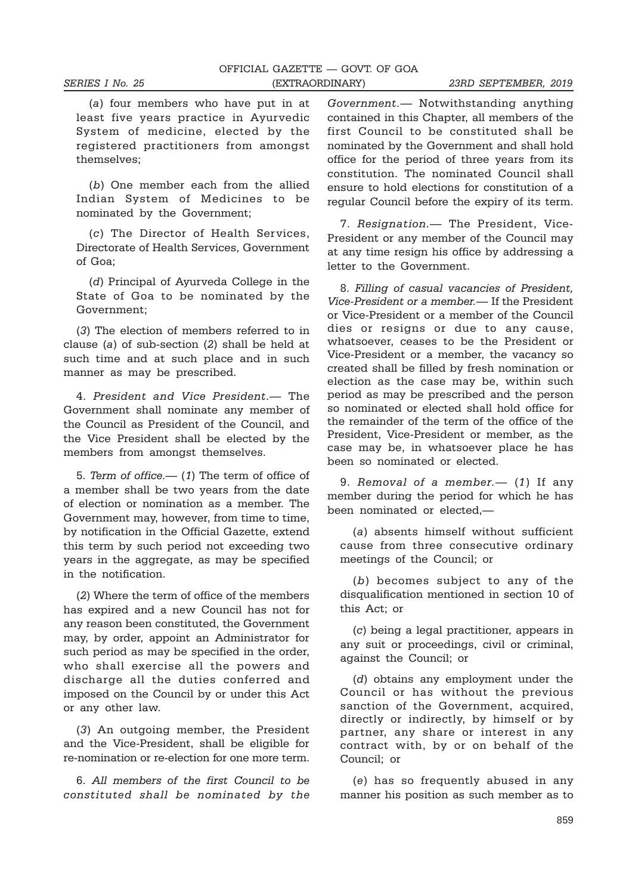(*a*) four members who have put in at least five years practice in Ayurvedic System of medicine, elected by the registered practitioners from amongst themselves;

(*b*) One member each from the allied Indian System of Medicines to be nominated by the Government;

(*c*) The Director of Health Services, Directorate of Health Services, Government of Goa;

(*d*) Principal of Ayurveda College in the State of Goa to be nominated by the Government;

(*3*) The election of members referred to in clause (*a*) of sub-section (*2*) shall be held at such time and at such place and in such manner as may be prescribed.

4. *President and Vice President.*— The Government shall nominate any member of the Council as President of the Council, and the Vice President shall be elected by the members from amongst themselves.

5. *Term of office.*— (*1*) The term of office of a member shall be two years from the date of election or nomination as a member. The Government may, however, from time to time, by notification in the Official Gazette, extend this term by such period not exceeding two years in the aggregate, as may be specified in the notification.

(*2*) Where the term of office of the members has expired and a new Council has not for any reason been constituted, the Government may, by order, appoint an Administrator for such period as may be specified in the order, who shall exercise all the powers and discharge all the duties conferred and imposed on the Council by or under this Act or any other law.

(*3*) An outgoing member, the President and the Vice-President, shall be eligible for re-nomination or re-election for one more term.

6. *All members of the first Council to be constituted shall be nominated by the Government.*— Notwithstanding anything contained in this Chapter, all members of the first Council to be constituted shall be nominated by the Government and shall hold office for the period of three years from its constitution. The nominated Council shall ensure to hold elections for constitution of a regular Council before the expiry of its term.

7. *Resignation.*— The President, Vice-President or any member of the Council may at any time resign his office by addressing a letter to the Government.

8. *Filling of casual vacancies of President, Vice-President or a member.*— If the President or Vice-President or a member of the Council dies or resigns or due to any cause, whatsoever, ceases to be the President or Vice-President or a member, the vacancy so created shall be filled by fresh nomination or election as the case may be, within such period as may be prescribed and the person so nominated or elected shall hold office for the remainder of the term of the office of the President, Vice-President or member, as the case may be, in whatsoever place he has been so nominated or elected.

9. *Removal of a member.*— (*1*) If any member during the period for which he has been nominated or elected,—

(*a*) absents himself without sufficient cause from three consecutive ordinary meetings of the Council; or

(*b*) becomes subject to any of the disqualification mentioned in section 10 of this Act; or

(*c*) being a legal practitioner, appears in any suit or proceedings, civil or criminal, against the Council; or

(*d*) obtains any employment under the Council or has without the previous sanction of the Government, acquired, directly or indirectly, by himself or by partner, any share or interest in any contract with, by or on behalf of the Council; or

(*e*) has so frequently abused in any manner his position as such member as to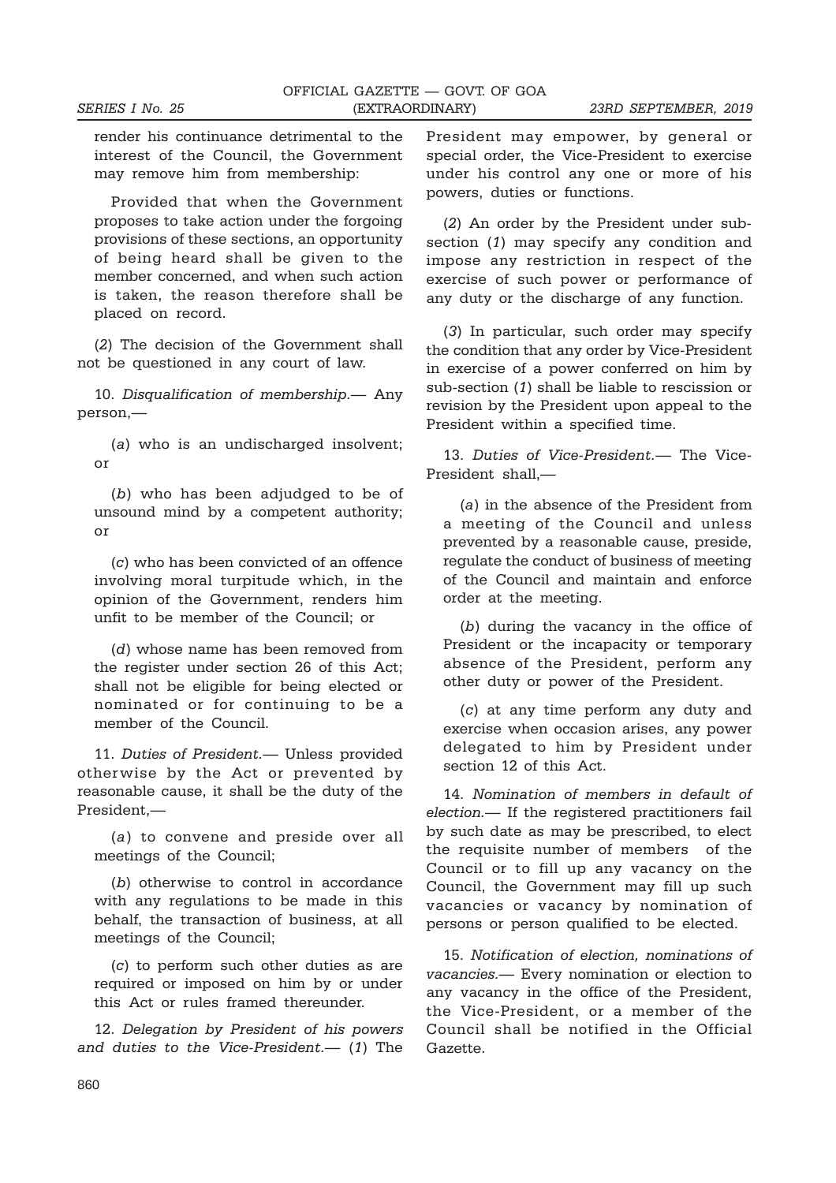render his continuance detrimental to the interest of the Council, the Government may remove him from membership:

Provided that when the Government proposes to take action under the forgoing provisions of these sections, an opportunity of being heard shall be given to the member concerned, and when such action is taken, the reason therefore shall be placed on record.

(*2*) The decision of the Government shall not be questioned in any court of law.

10. *Disqualification of membership.*— Any person,—

(*a*) who is an undischarged insolvent; or

(*b*) who has been adjudged to be of unsound mind by a competent authority; or

(*c*) who has been convicted of an offence involving moral turpitude which, in the opinion of the Government, renders him unfit to be member of the Council; or

(*d*) whose name has been removed from the register under section 26 of this Act; shall not be eligible for being elected or nominated or for continuing to be a member of the Council.

11. *Duties of President.*— Unless provided otherwise by the Act or prevented by reasonable cause, it shall be the duty of the President,—

(*a*) to convene and preside over all meetings of the Council;

(*b*) otherwise to control in accordance with any regulations to be made in this behalf, the transaction of business, at all meetings of the Council;

(*c*) to perform such other duties as are required or imposed on him by or under this Act or rules framed thereunder.

12. *Delegation by President of his powers and duties to the Vice-President.*— (*1*) The President may empower, by general or special order, the Vice-President to exercise under his control any one or more of his powers, duties or functions.

(*2*) An order by the President under sub-section (*1*) may specify any condition and impose any restriction in respect of the exercise of such power or performance of any duty or the discharge of any function.

(*3*) In particular, such order may specify the condition that any order by Vice-President in exercise of a power conferred on him by sub-section (*1*) shall be liable to rescission or revision by the President upon appeal to the President within a specified time.

13. *Duties of Vice-President.*— The Vice-President shall,—

(*a*) in the absence of the President from a meeting of the Council and unless prevented by a reasonable cause, preside, regulate the conduct of business of meeting of the Council and maintain and enforce order at the meeting.

(*b*) during the vacancy in the office of President or the incapacity or temporary absence of the President, perform any other duty or power of the President.

(*c*) at any time perform any duty and exercise when occasion arises, any power delegated to him by President under section 12 of this Act.

14. *Nomination of members in default of election.*— If the registered practitioners fail by such date as may be prescribed, to elect the requisite number of members of the Council or to fill up any vacancy on the Council, the Government may fill up such vacancies or vacancy by nomination of persons or person qualified to be elected.

15. *Notification of election, nominations of vacancies.*— Every nomination or election to any vacancy in the office of the President, the Vice-President, or a member of the Council shall be notified in the Official Gazette.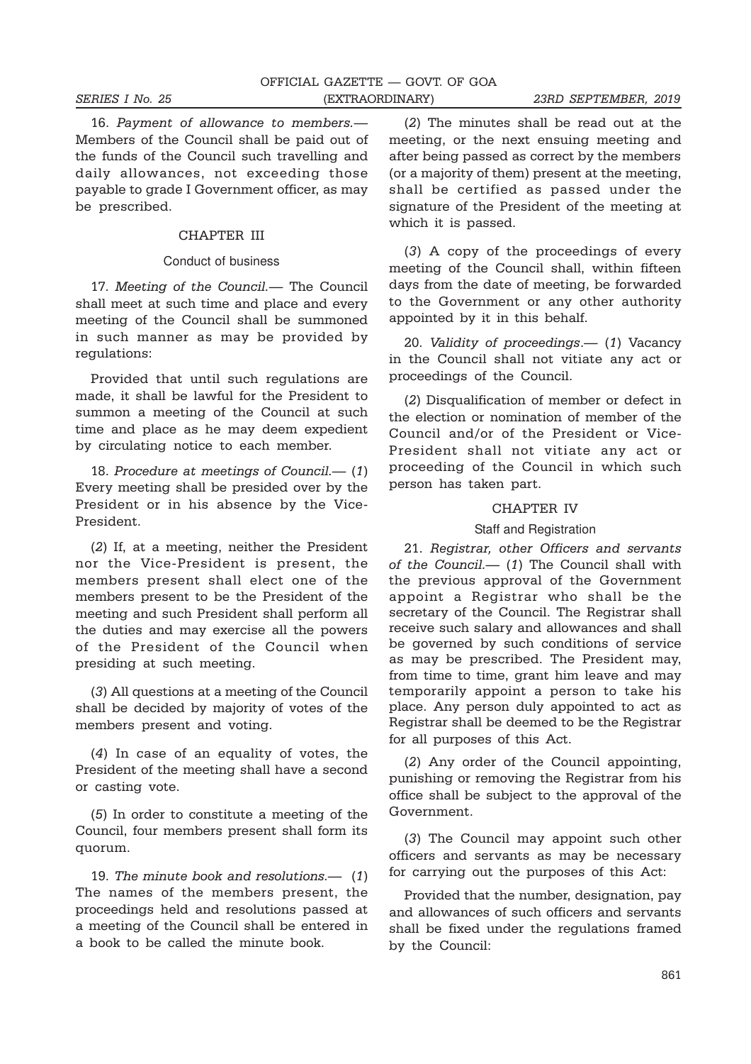16. *Payment of allowance to members.*— Members of the Council shall be paid out of the funds of the Council such travelling and daily allowances, not exceeding those payable to grade I Government officer, as may be prescribed.

## CHAPTER III

### Conduct of business

17. *Meeting of the Council.*— The Council shall meet at such time and place and every meeting of the Council shall be summoned in such manner as may be provided by regulations:

Provided that until such regulations are made, it shall be lawful for the President to summon a meeting of the Council at such time and place as he may deem expedient by circulating notice to each member.

18. *Procedure at meetings of Council.*— (*1*) Every meeting shall be presided over by the President or in his absence by the Vice-President.

(*2*) If, at a meeting, neither the President nor the Vice-President is present, the members present shall elect one of the members present to be the President of the meeting and such President shall perform all the duties and may exercise all the powers of the President of the Council when presiding at such meeting.

(*3*) All questions at a meeting of the Council shall be decided by majority of votes of the members present and voting.

(*4*) In case of an equality of votes, the President of the meeting shall have a second or casting vote.

(*5*) In order to constitute a meeting of the Council, four members present shall form its quorum.

19. *The minute book and resolutions.*— (*1*) The names of the members present, the proceedings held and resolutions passed at a meeting of the Council shall be entered in a book to be called the minute book.

(*2*) The minutes shall be read out at the meeting, or the next ensuing meeting and after being passed as correct by the members (or a majority of them) present at the meeting, shall be certified as passed under the signature of the President of the meeting at which it is passed.

(*3*) A copy of the proceedings of every meeting of the Council shall, within fifteen days from the date of meeting, be forwarded to the Government or any other authority appointed by it in this behalf.

20. *Validity of proceedings*.— (*1*) Vacancy in the Council shall not vitiate any act or proceedings of the Council.

(*2*) Disqualification of member or defect in the election or nomination of member of the Council and/or of the President or Vice-President shall not vitiate any act or proceeding of the Council in which such person has taken part.

## CHAPTER IV

### Staff and Registration

21. *Registrar, other Officers and servants of the Council.*— (*1*) The Council shall with the previous approval of the Government appoint a Registrar who shall be the secretary of the Council. The Registrar shall receive such salary and allowances and shall be governed by such conditions of service as may be prescribed. The President may, from time to time, grant him leave and may temporarily appoint a person to take his place. Any person duly appointed to act as Registrar shall be deemed to be the Registrar for all purposes of this Act.

(*2*) Any order of the Council appointing, punishing or removing the Registrar from his office shall be subject to the approval of the Government.

(*3*) The Council may appoint such other officers and servants as may be necessary for carrying out the purposes of this Act:

Provided that the number, designation, pay and allowances of such officers and servants shall be fixed under the regulations framed by the Council: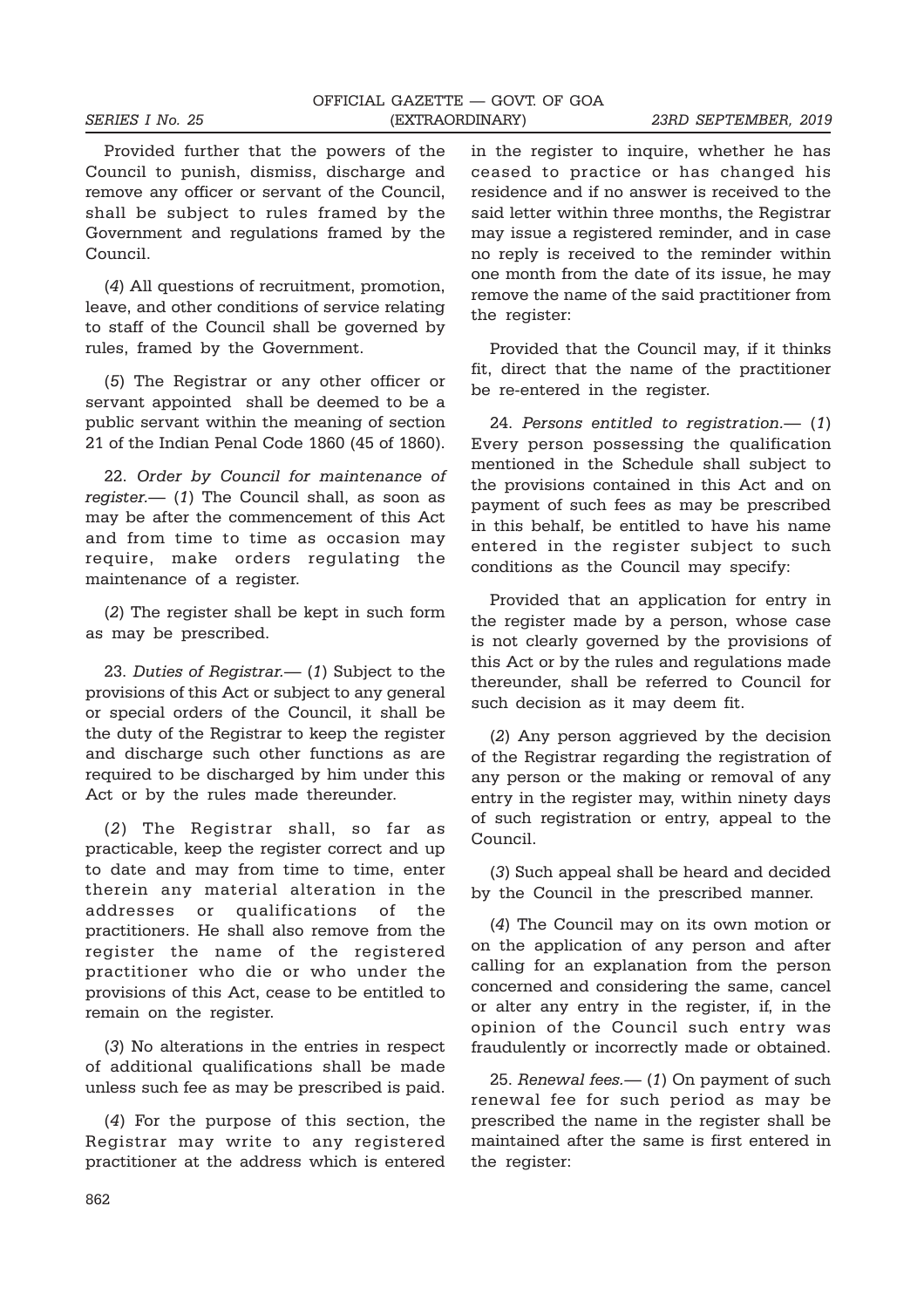Provided further that the powers of the Council to punish, dismiss, discharge and remove any officer or servant of the Council, shall be subject to rules framed by the Government and regulations framed by the Council.

(*4*) All questions of recruitment, promotion, leave, and other conditions of service relating to staff of the Council shall be governed by rules, framed by the Government.

(*5*) The Registrar or any other officer or servant appointed shall be deemed to be a public servant within the meaning of section 21 of the Indian Penal Code 1860 (45 of 1860).

22. *Order by Council for maintenance of register.*— (*1*) The Council shall, as soon as may be after the commencement of this Act and from time to time as occasion may require, make orders regulating the maintenance of a register.

(*2*) The register shall be kept in such form as may be prescribed.

23. *Duties of Registrar.*— (*1*) Subject to the provisions of this Act or subject to any general or special orders of the Council, it shall be the duty of the Registrar to keep the register and discharge such other functions as are required to be discharged by him under this Act or by the rules made thereunder.

(*2*) The Registrar shall, so far as practicable, keep the register correct and up to date and may from time to time, enter therein any material alteration in the addresses or qualifications of the practitioners. He shall also remove from the register the name of the registered practitioner who die or who under the provisions of this Act, cease to be entitled to remain on the register.

(*3*) No alterations in the entries in respect of additional qualifications shall be made unless such fee as may be prescribed is paid.

(*4*) For the purpose of this section, the Registrar may write to any registered practitioner at the address which is entered in the register to inquire, whether he has ceased to practice or has changed his residence and if no answer is received to the said letter within three months, the Registrar may issue a registered reminder, and in case no reply is received to the reminder within one month from the date of its issue, he may remove the name of the said practitioner from the register:

Provided that the Council may, if it thinks fit, direct that the name of the practitioner be re-entered in the register.

24. *Persons entitled to registration.*— (*1*) Every person possessing the qualification mentioned in the Schedule shall subject to the provisions contained in this Act and on payment of such fees as may be prescribed in this behalf, be entitled to have his name entered in the register subject to such conditions as the Council may specify:

Provided that an application for entry in the register made by a person, whose case is not clearly governed by the provisions of this Act or by the rules and regulations made thereunder, shall be referred to Council for such decision as it may deem fit.

(*2*) Any person aggrieved by the decision of the Registrar regarding the registration of any person or the making or removal of any entry in the register may, within ninety days of such registration or entry, appeal to the Council.

(*3*) Such appeal shall be heard and decided by the Council in the prescribed manner.

(*4*) The Council may on its own motion or on the application of any person and after calling for an explanation from the person concerned and considering the same, cancel or alter any entry in the register, if, in the opinion of the Council such entry was fraudulently or incorrectly made or obtained.

25. *Renewal fees.*— (*1*) On payment of such renewal fee for such period as may be prescribed the name in the register shall be maintained after the same is first entered in the register: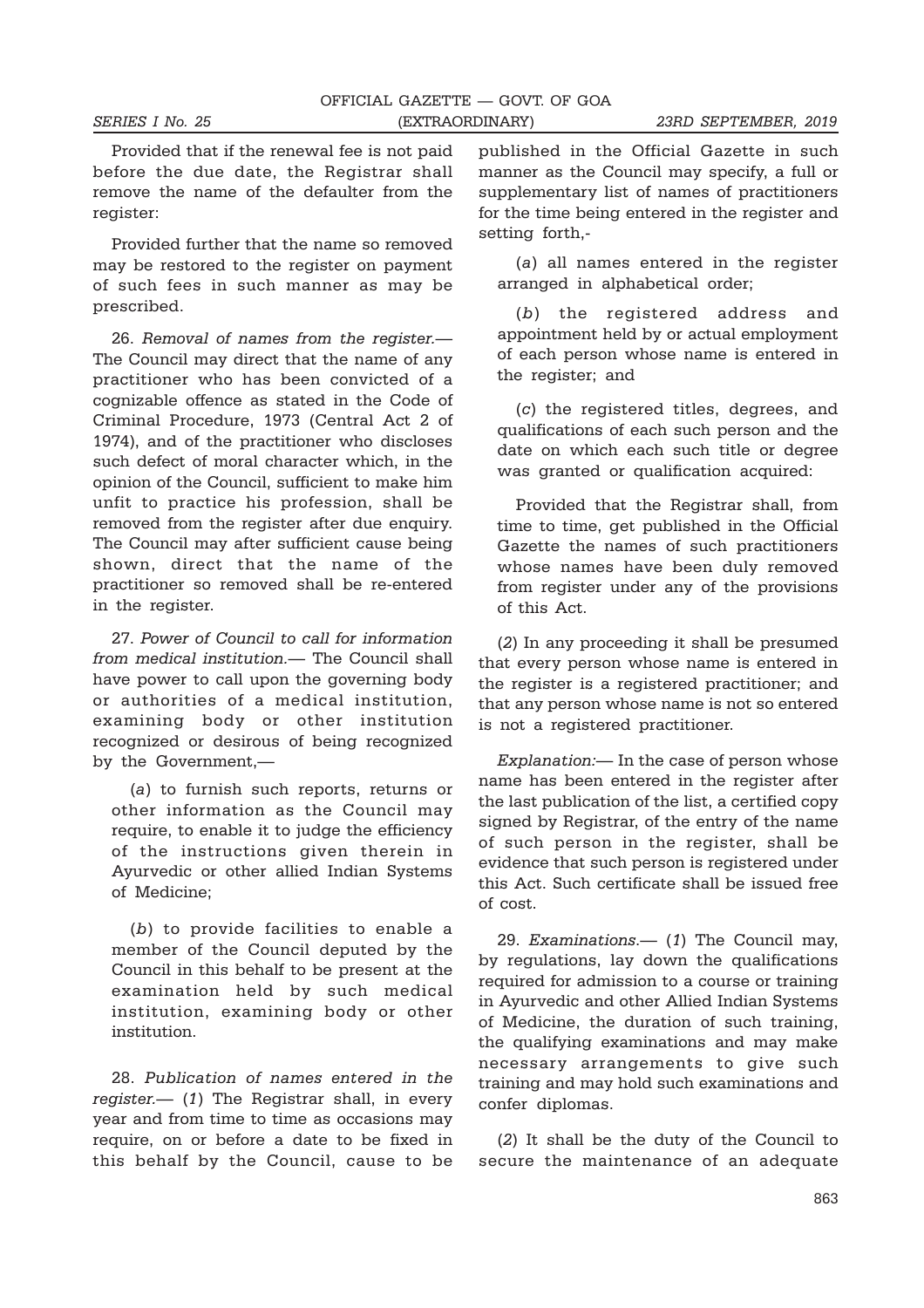Provided that if the renewal fee is not paid before the due date, the Registrar shall remove the name of the defaulter from the register:

Provided further that the name so removed may be restored to the register on payment of such fees in such manner as may be prescribed.

26. *Removal of names from the register.*— The Council may direct that the name of any practitioner who has been convicted of a cognizable offence as stated in the Code of Criminal Procedure, 1973 (Central Act 2 of 1974), and of the practitioner who discloses such defect of moral character which, in the opinion of the Council, sufficient to make him unfit to practice his profession, shall be removed from the register after due enquiry. The Council may after sufficient cause being shown, direct that the name of the practitioner so removed shall be re-entered in the register.

27. *Power of Council to call for information from medical institution.*— The Council shall have power to call upon the governing body or authorities of a medical institution, examining body or other institution recognized or desirous of being recognized by the Government,—

(*a*) to furnish such reports, returns or other information as the Council may require, to enable it to judge the efficiency of the instructions given therein in Ayurvedic or other allied Indian Systems of Medicine;

(*b*) to provide facilities to enable a member of the Council deputed by the Council in this behalf to be present at the examination held by such medical institution, examining body or other institution.

28. *Publication of names entered in the register.*— (*1*) The Registrar shall, in every year and from time to time as occasions may require, on or before a date to be fixed in this behalf by the Council, cause to be published in the Official Gazette in such manner as the Council may specify, a full or supplementary list of names of practitioners for the time being entered in the register and setting forth,-

(*a*) all names entered in the register arranged in alphabetical order;

(*b*) the registered address and appointment held by or actual employment of each person whose name is entered in the register; and

(*c*) the registered titles, degrees, and qualifications of each such person and the date on which each such title or degree was granted or qualification acquired:

Provided that the Registrar shall, from time to time, get published in the Official Gazette the names of such practitioners whose names have been duly removed from register under any of the provisions of this Act.

(*2*) In any proceeding it shall be presumed that every person whose name is entered in the register is a registered practitioner; and that any person whose name is not so entered is not a registered practitioner.

*Explanation:*— In the case of person whose name has been entered in the register after the last publication of the list, a certified copy signed by Registrar, of the entry of the name of such person in the register, shall be evidence that such person is registered under this Act. Such certificate shall be issued free of cost.

29. *Examinations.*— (*1*) The Council may, by regulations, lay down the qualifications required for admission to a course or training in Ayurvedic and other Allied Indian Systems of Medicine, the duration of such training, the qualifying examinations and may make necessary arrangements to give such training and may hold such examinations and confer diplomas.

(*2*) It shall be the duty of the Council to secure the maintenance of an adequate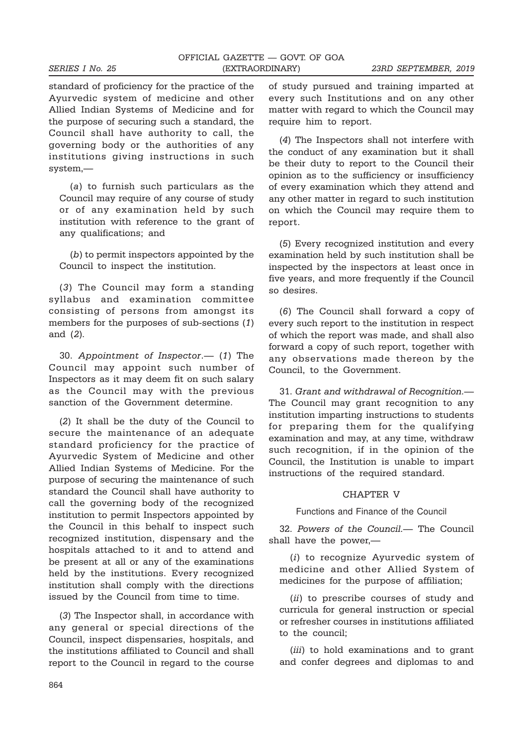standard of proficiency for the practice of the Ayurvedic system of medicine and other Allied Indian Systems of Medicine and for the purpose of securing such a standard, the Council shall have authority to call, the governing body or the authorities of any institutions giving instructions in such system,—

(*a*) to furnish such particulars as the Council may require of any course of study or of any examination held by such institution with reference to the grant of any qualifications; and

(*b*) to permit inspectors appointed by the Council to inspect the institution.

(*3*) The Council may form a standing syllabus and examination committee consisting of persons from amongst its members for the purposes of sub-sections (*1*) and (*2*).

30. *Appointment of Inspector*.— (*1*) The Council may appoint such number of Inspectors as it may deem fit on such salary as the Council may with the previous sanction of the Government determine.

(*2*) It shall be the duty of the Council to secure the maintenance of an adequate standard proficiency for the practice of Ayurvedic System of Medicine and other Allied Indian Systems of Medicine. For the purpose of securing the maintenance of such standard the Council shall have authority to call the governing body of the recognized institution to permit Inspectors appointed by the Council in this behalf to inspect such recognized institution, dispensary and the hospitals attached to it and to attend and be present at all or any of the examinations held by the institutions. Every recognized institution shall comply with the directions issued by the Council from time to time.

(*3*) The Inspector shall, in accordance with any general or special directions of the Council, inspect dispensaries, hospitals, and the institutions affiliated to Council and shall report to the Council in regard to the course of study pursued and training imparted at every such Institutions and on any other matter with regard to which the Council may require him to report.

(*4*) The Inspectors shall not interfere with the conduct of any examination but it shall be their duty to report to the Council their opinion as to the sufficiency or insufficiency of every examination which they attend and any other matter in regard to such institution on which the Council may require them to report.

(*5*) Every recognized institution and every examination held by such institution shall be inspected by the inspectors at least once in five years, and more frequently if the Council so desires.

(*6*) The Council shall forward a copy of every such report to the institution in respect of which the report was made, and shall also forward a copy of such report, together with any observations made thereon by the Council, to the Government.

31. *Grant and withdrawal of Recognition.*— The Council may grant recognition to any institution imparting instructions to students for preparing them for the qualifying examination and may, at any time, withdraw such recognition, if in the opinion of the Council, the Institution is unable to impart instructions of the required standard.

## CHAPTER V

### Functions and Finance of the Council

32. *Powers of the Council.*— The Council shall have the power,—

(*i*) to recognize Ayurvedic system of medicine and other Allied System of medicines for the purpose of affiliation;

(*ii*) to prescribe courses of study and curricula for general instruction or special or refresher courses in institutions affiliated to the council;

(*iii*) to hold examinations and to grant and confer degrees and diplomas to and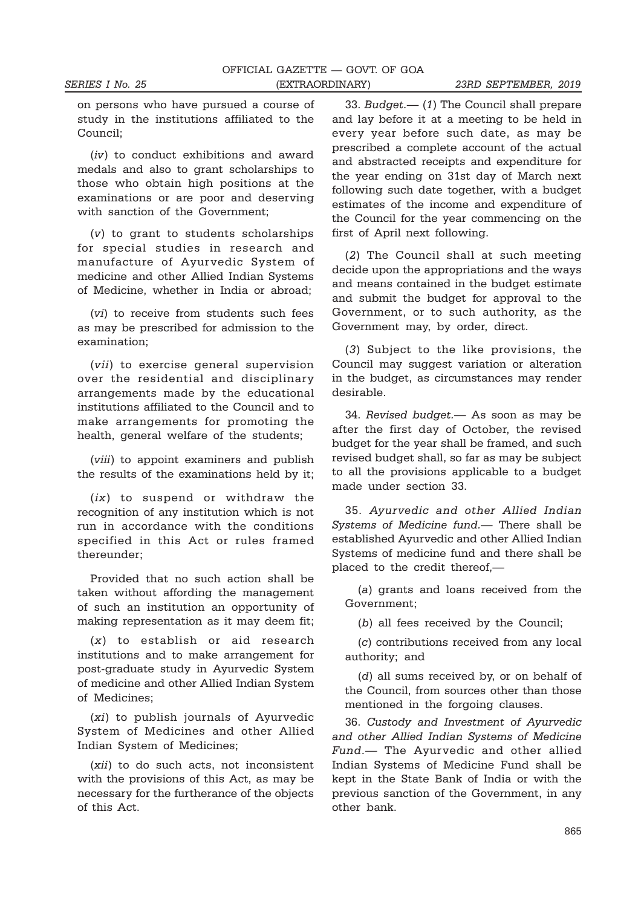on persons who have pursued a course of study in the institutions affiliated to the Council;

(*iv*) to conduct exhibitions and award medals and also to grant scholarships to those who obtain high positions at the examinations or are poor and deserving with sanction of the Government;

(*v*) to grant to students scholarships for special studies in research and manufacture of Ayurvedic System of medicine and other Allied Indian Systems of Medicine, whether in India or abroad;

(*vi*) to receive from students such fees as may be prescribed for admission to the examination;

(*vii*) to exercise general supervision over the residential and disciplinary arrangements made by the educational institutions affiliated to the Council and to make arrangements for promoting the health, general welfare of the students;

(*viii*) to appoint examiners and publish the results of the examinations held by it;

(*ix*) to suspend or withdraw the recognition of any institution which is not run in accordance with the conditions specified in this Act or rules framed thereunder;

Provided that no such action shall be taken without affording the management of such an institution an opportunity of making representation as it may deem fit;

(*x*) to establish or aid research institutions and to make arrangement for post-graduate study in Ayurvedic System of medicine and other Allied Indian System of Medicines;

(*xi*) to publish journals of Ayurvedic System of Medicines and other Allied Indian System of Medicines;

(*xii*) to do such acts, not inconsistent with the provisions of this Act, as may be necessary for the furtherance of the objects of this Act.

33. *Budget.*— (*1*) The Council shall prepare and lay before it at a meeting to be held in every year before such date, as may be prescribed a complete account of the actual and abstracted receipts and expenditure for the year ending on 31st day of March next following such date together, with a budget estimates of the income and expenditure of the Council for the year commencing on the first of April next following.

(*2*) The Council shall at such meeting decide upon the appropriations and the ways and means contained in the budget estimate and submit the budget for approval to the Government, or to such authority, as the Government may, by order, direct.

(*3*) Subject to the like provisions, the Council may suggest variation or alteration in the budget, as circumstances may render desirable.

34. *Revised budget.*— As soon as may be after the first day of October, the revised budget for the year shall be framed, and such revised budget shall, so far as may be subject to all the provisions applicable to a budget made under section 33.

35. *Ayurvedic and other Allied Indian Systems of Medicine fund.*— There shall be established Ayurvedic and other Allied Indian Systems of medicine fund and there shall be placed to the credit thereof,—

(*a*) grants and loans received from the Government;

(*b*) all fees received by the Council;

(*c*) contributions received from any local authority; and

(*d*) all sums received by, or on behalf of the Council, from sources other than those mentioned in the forgoing clauses.

36. *Custody and Investment of Ayurvedic and other Allied Indian Systems of Medicine Fund*.— The Ayurvedic and other allied Indian Systems of Medicine Fund shall be kept in the State Bank of India or with the previous sanction of the Government, in any other bank.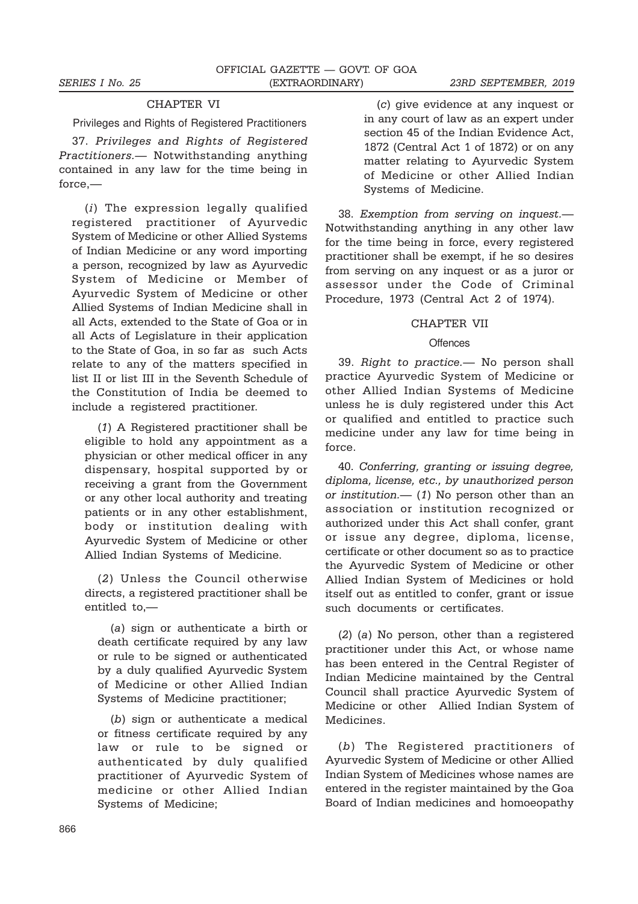## CHAPTER VI

### Privileges and Rights of Registered Practitioners

37. *Privileges and Rights of Registered Practitioners.*— Notwithstanding anything contained in any law for the time being in force,—

(*i*) The expression legally qualified registered practitioner of Ayurvedic System of Medicine or other Allied Systems of Indian Medicine or any word importing a person, recognized by law as Ayurvedic System of Medicine or Member of Ayurvedic System of Medicine or other Allied Systems of Indian Medicine shall in all Acts, extended to the State of Goa or in all Acts of Legislature in their application to the State of Goa, in so far as such Acts relate to any of the matters specified in list II or list III in the Seventh Schedule of the Constitution of India be deemed to include a registered practitioner.

(*1*) A Registered practitioner shall be eligible to hold any appointment as a physician or other medical officer in any dispensary, hospital supported by or receiving a grant from the Government or any other local authority and treating patients or in any other establishment, body or institution dealing with Ayurvedic System of Medicine or other Allied Indian Systems of Medicine.

(*2*) Unless the Council otherwise directs, a registered practitioner shall be entitled to,—

(*a*) sign or authenticate a birth or death certificate required by any law or rule to be signed or authenticated by a duly qualified Ayurvedic System of Medicine or other Allied Indian Systems of Medicine practitioner;

(*b*) sign or authenticate a medical or fitness certificate required by any law or rule to be signed or authenticated by duly qualified practitioner of Ayurvedic System of medicine or other Allied Indian Systems of Medicine;

(*c*) give evidence at any inquest or in any court of law as an expert under section 45 of the Indian Evidence Act, 1872 (Central Act 1 of 1872) or on any matter relating to Ayurvedic System of Medicine or other Allied Indian Systems of Medicine.

38. *Exemption from serving on inquest.*— Notwithstanding anything in any other law for the time being in force, every registered practitioner shall be exempt, if he so desires from serving on any inquest or as a juror or assessor under the Code of Criminal Procedure, 1973 (Central Act 2 of 1974).

## CHAPTER VII

### Offences

39. *Right to practice.*— No person shall practice Ayurvedic System of Medicine or other Allied Indian Systems of Medicine unless he is duly registered under this Act or qualified and entitled to practice such medicine under any law for time being in force.

40. *Conferring, granting or issuing degree, diploma, license, etc., by unauthorized person or institution.*— (*1*) No person other than an association or institution recognized or authorized under this Act shall confer, grant or issue any degree, diploma, license, certificate or other document so as to practice the Ayurvedic System of Medicine or other Allied Indian System of Medicines or hold itself out as entitled to confer, grant or issue such documents or certificates.

(*2*) (*a*) No person, other than a registered practitioner under this Act, or whose name has been entered in the Central Register of Indian Medicine maintained by the Central Council shall practice Ayurvedic System of Medicine or other Allied Indian System of Medicines.

(*b*) The Registered practitioners of Ayurvedic System of Medicine or other Allied Indian System of Medicines whose names are entered in the register maintained by the Goa Board of Indian medicines and homoeopathy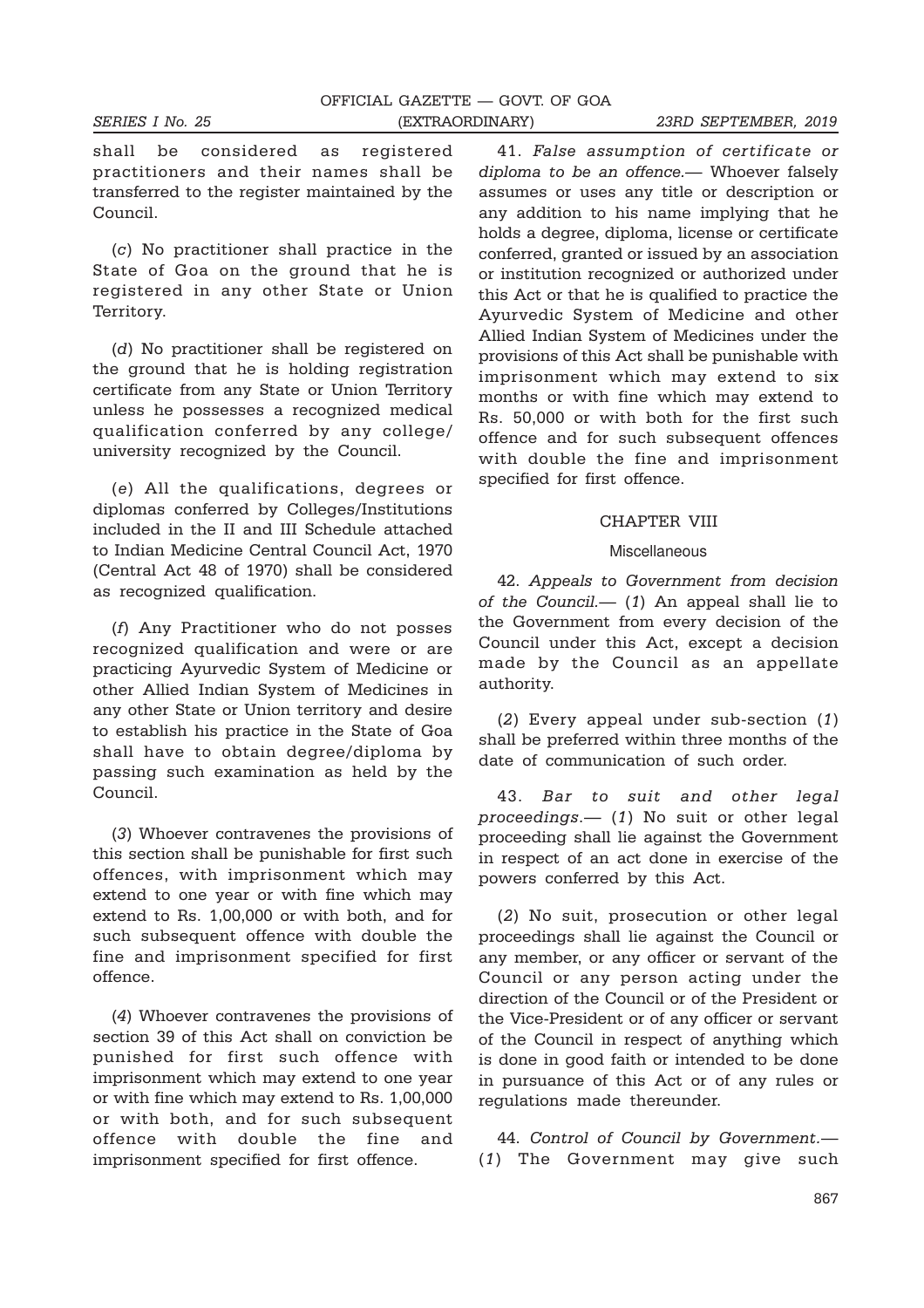shall be considered as registered practitioners and their names shall be transferred to the register maintained by the Council.

(*c*) No practitioner shall practice in the State of Goa on the ground that he is registered in any other State or Union Territory.

(*d*) No practitioner shall be registered on the ground that he is holding registration certificate from any State or Union Territory unless he possesses a recognized medical qualification conferred by any college/ university recognized by the Council.

(*e*) All the qualifications, degrees or diplomas conferred by Colleges/Institutions included in the II and III Schedule attached to Indian Medicine Central Council Act, 1970 (Central Act 48 of 1970) shall be considered as recognized qualification.

(*f*) Any Practitioner who do not posses recognized qualification and were or are practicing Ayurvedic System of Medicine or other Allied Indian System of Medicines in any other State or Union territory and desire to establish his practice in the State of Goa shall have to obtain degree/diploma by passing such examination as held by the Council.

(*3*) Whoever contravenes the provisions of this section shall be punishable for first such offences, with imprisonment which may extend to one year or with fine which may extend to Rs. 1,00,000 or with both, and for such subsequent offence with double the fine and imprisonment specified for first offence.

(*4*) Whoever contravenes the provisions of section 39 of this Act shall on conviction be punished for first such offence with imprisonment which may extend to one year or with fine which may extend to Rs. 1,00,000 or with both, and for such subsequent offence with double the fine and imprisonment specified for first offence.

41. *False assumption of certificate or diploma to be an offence.*— Whoever falsely assumes or uses any title or description or any addition to his name implying that he holds a degree, diploma, license or certificate conferred, granted or issued by an association or institution recognized or authorized under this Act or that he is qualified to practice the Ayurvedic System of Medicine and other Allied Indian System of Medicines under the provisions of this Act shall be punishable with imprisonment which may extend to six months or with fine which may extend to Rs. 50,000 or with both for the first such offence and for such subsequent offences with double the fine and imprisonment specified for first offence.

## CHAPTER VIII

### Miscellaneous

42. *Appeals to Government from decision of the Council.*— (*1*) An appeal shall lie to the Government from every decision of the Council under this Act, except a decision made by the Council as an appellate authority.

(*2*) Every appeal under sub-section (*1*) shall be preferred within three months of the date of communication of such order.

43. *Bar to suit and other legal proceedings.*— (*1*) No suit or other legal proceeding shall lie against the Government in respect of an act done in exercise of the powers conferred by this Act.

(*2*) No suit, prosecution or other legal proceedings shall lie against the Council or any member, or any officer or servant of the Council or any person acting under the direction of the Council or of the President or the Vice-President or of any officer or servant of the Council in respect of anything which is done in good faith or intended to be done in pursuance of this Act or of any rules or regulations made thereunder.

44. *Control of Council by Government.*— (*1*) The Government may give such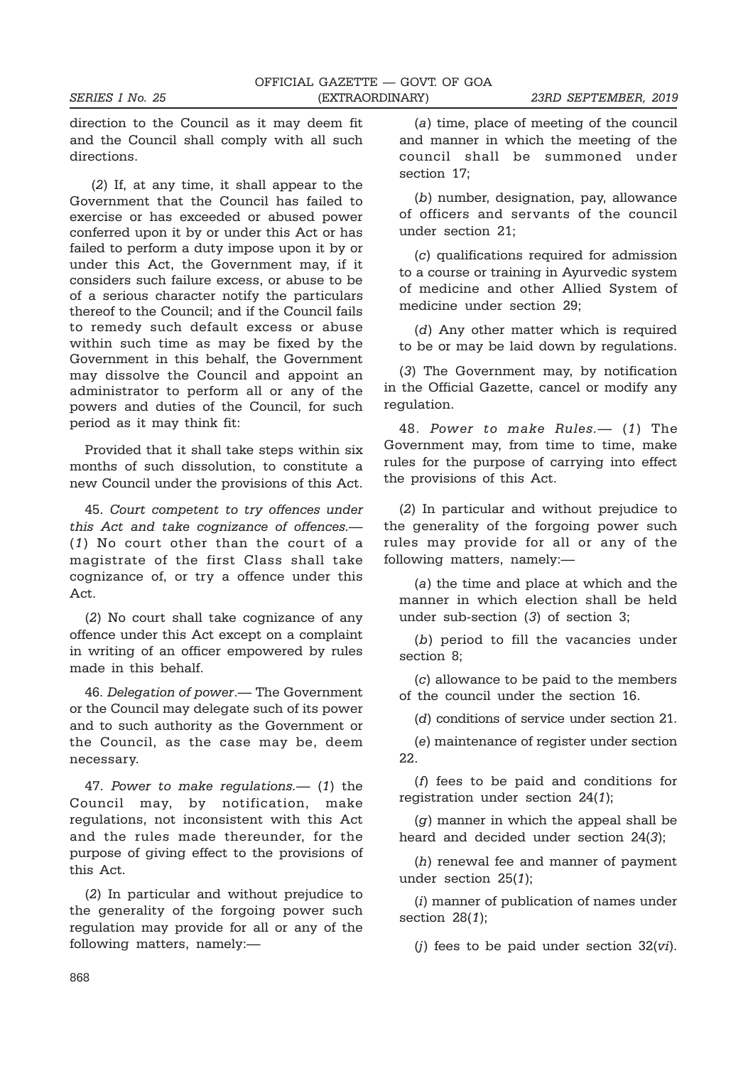direction to the Council as it may deem fit and the Council shall comply with all such directions.

(*2*) If, at any time, it shall appear to the Government that the Council has failed to exercise or has exceeded or abused power conferred upon it by or under this Act or has failed to perform a duty impose upon it by or under this Act, the Government may, if it considers such failure excess, or abuse to be of a serious character notify the particulars thereof to the Council; and if the Council fails to remedy such default excess or abuse within such time as may be fixed by the Government in this behalf, the Government may dissolve the Council and appoint an administrator to perform all or any of the powers and duties of the Council, for such period as it may think fit:

Provided that it shall take steps within six months of such dissolution, to constitute a new Council under the provisions of this Act.

45. *Court competent to try offences under this Act and take cognizance of offences.*— (*1*) No court other than the court of a magistrate of the first Class shall take cognizance of, or try a offence under this Act.

(*2*) No court shall take cognizance of any offence under this Act except on a complaint in writing of an officer empowered by rules made in this behalf.

46. *Delegation of power*.— The Government or the Council may delegate such of its power and to such authority as the Government or the Council, as the case may be, deem necessary.

47. *Power to make regulations.*— (*1*) the Council may, by notification, make regulations, not inconsistent with this Act and the rules made thereunder, for the purpose of giving effect to the provisions of this Act.

(*2*) In particular and without prejudice to the generality of the forgoing power such regulation may provide for all or any of the following matters, namely:—

(*a*) time, place of meeting of the council and manner in which the meeting of the council shall be summoned under section 17;

(*b*) number, designation, pay, allowance of officers and servants of the council under section 21;

(*c*) qualifications required for admission to a course or training in Ayurvedic system of medicine and other Allied System of medicine under section 29;

(*d*) Any other matter which is required to be or may be laid down by regulations.

(*3*) The Government may, by notification in the Official Gazette, cancel or modify any regulation.

48. *Power to make Rules.*— (*1*) The Government may, from time to time, make rules for the purpose of carrying into effect the provisions of this Act.

(*2*) In particular and without prejudice to the generality of the forgoing power such rules may provide for all or any of the following matters, namely:—

(*a*) the time and place at which and the manner in which election shall be held under sub-section (*3*) of section 3;

(*b*) period to fill the vacancies under section 8;

(*c*) allowance to be paid to the members of the council under the section 16.

(*d*) conditions of service under section 21.

(*e*) maintenance of register under section 22.

(*f*) fees to be paid and conditions for registration under section 24(*1*);

(*g*) manner in which the appeal shall be heard and decided under section 24(*3*);

(*h*) renewal fee and manner of payment under section 25(*1*);

(*i*) manner of publication of names under section 28(*1*);

(*j*) fees to be paid under section 32(*vi*).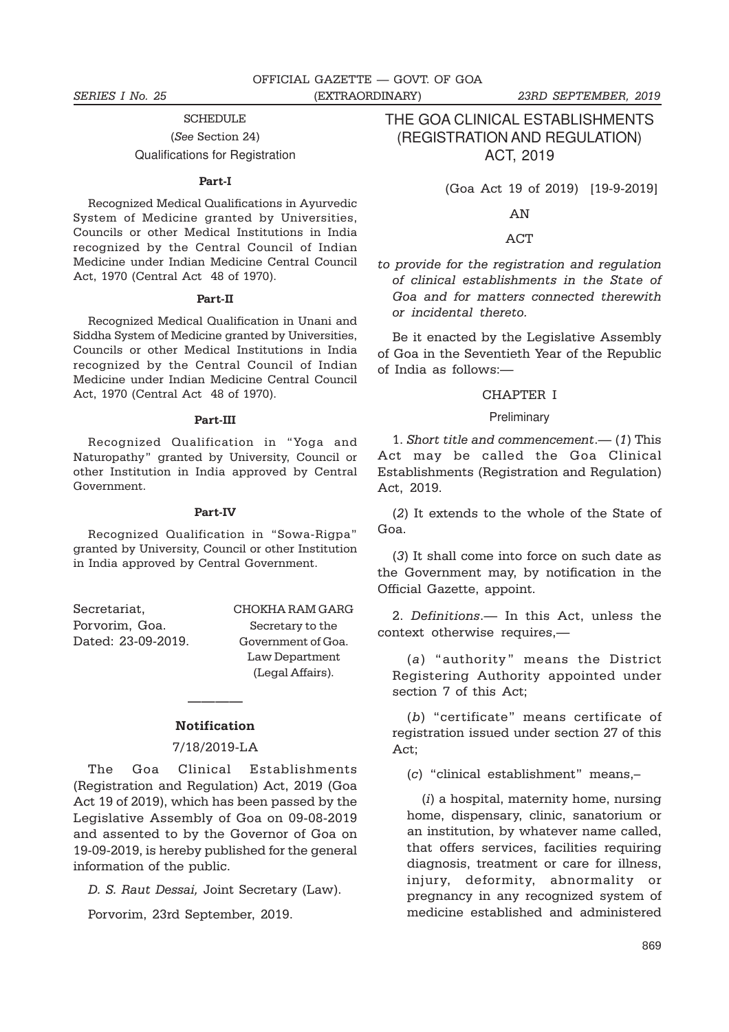## SCHEDULE

(*See* Section 24)

Qualifications for Registration

**Part-I**

Recognized Medical Qualifications in Ayurvedic System of Medicine granted by Universities, Councils or other Medical Institutions in India recognized by the Central Council of Indian Medicine under Indian Medicine Central Council Act, 1970 (Central Act 48 of 1970).

**Part-II**

Recognized Medical Qualification in Unani and Siddha System of Medicine granted by Universities, Councils or other Medical Institutions in India recognized by the Central Council of Indian Medicine under Indian Medicine Central Council Act, 1970 (Central Act 48 of 1970).

**Part-III**

Recognized Qualification in "Yoga and Naturopathy" granted by University, Council or other Institution in India approved by Central Government.

**Part-IV**

Recognized Qualification in "Sowa-Rigpa" granted by University, Council or other Institution in India approved by Central Government.

Secretariat,
Porvorim, Goa.
Dated: 23-09-2019.

CHOKHA RAM GARG
Secretary to the
Government of Goa.
Law Department
(Legal Affairs).

---

**Notification**

7/18/2019-LA

The Goa Clinical Establishments (Registration and Regulation) Act, 2019 (Goa Act 19 of 2019), which has been passed by the Legislative Assembly of Goa on 09-08-2019 and assented to by the Governor of Goa on 19-09-2019, is hereby published for the general information of the public.

*D. S. Raut Dessai,* Joint Secretary (Law).

Porvorim, 23rd September, 2019.

# THE GOA CLINICAL ESTABLISHMENTS (REGISTRATION AND REGULATION) ACT, 2019

(Goa Act 19 of 2019) [19-9-2019]

AN

ACT

*to provide for the registration and regulation of clinical establishments in the State of Goa and for matters connected therewith or incidental thereto.*

Be it enacted by the Legislative Assembly of Goa in the Seventieth Year of the Republic of India as follows:—

## CHAPTER I

### Preliminary

1. *Short title and commencement*.— (*1*) This Act may be called the Goa Clinical Establishments (Registration and Regulation) Act, 2019.

(*2*) It extends to the whole of the State of Goa.

(*3*) It shall come into force on such date as the Government may, by notification in the Official Gazette, appoint.

2. *Definitions*.— In this Act, unless the context otherwise requires,—

(*a*) "authority" means the District Registering Authority appointed under section 7 of this Act;

(*b*) "certificate" means certificate of registration issued under section 27 of this Act;

(*c*) "clinical establishment" means,–

(*i*) a hospital, maternity home, nursing home, dispensary, clinic, sanatorium or an institution, by whatever name called, that offers services, facilities requiring diagnosis, treatment or care for illness, injury, deformity, abnormality or pregnancy in any recognized system of medicine established and administered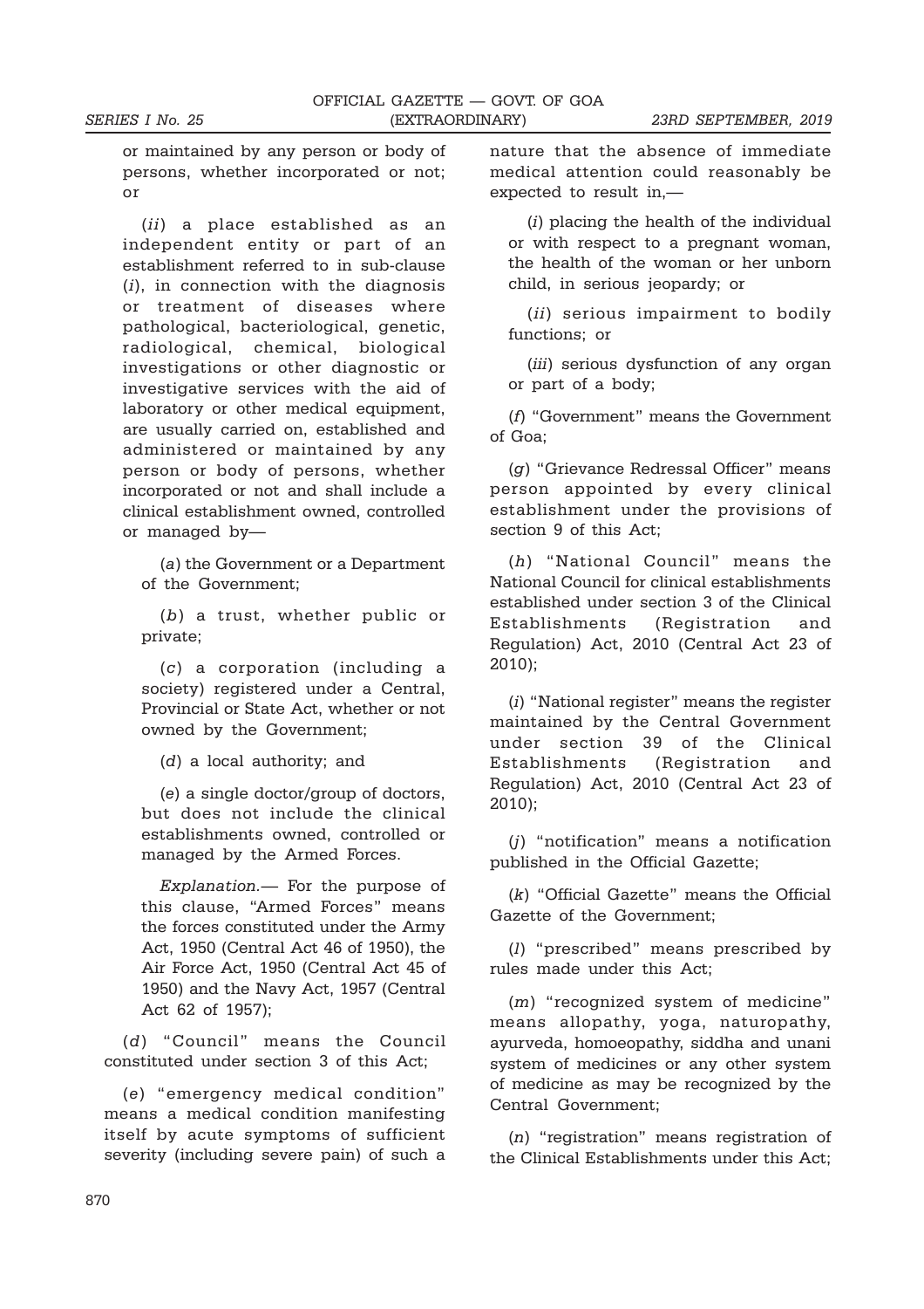or maintained by any person or body of persons, whether incorporated or not; or

(*ii*) a place established as an independent entity or part of an establishment referred to in sub-clause (*i*), in connection with the diagnosis or treatment of diseases where pathological, bacteriological, genetic, radiological, chemical, biological investigations or other diagnostic or investigative services with the aid of laboratory or other medical equipment, are usually carried on, established and administered or maintained by any person or body of persons, whether incorporated or not and shall include a clinical establishment owned, controlled or managed by—

(*a*) the Government or a Department of the Government;

(*b*) a trust, whether public or private;

(*c*) a corporation (including a society) registered under a Central, Provincial or State Act, whether or not owned by the Government;

(*d*) a local authority; and

(*e*) a single doctor/group of doctors, but does not include the clinical establishments owned, controlled or managed by the Armed Forces.

*Explanation.*— For the purpose of this clause, "Armed Forces" means the forces constituted under the Army Act, 1950 (Central Act 46 of 1950), the Air Force Act, 1950 (Central Act 45 of 1950) and the Navy Act, 1957 (Central Act 62 of 1957);

(*d*) "Council" means the Council constituted under section 3 of this Act;

(*e*) "emergency medical condition" means a medical condition manifesting itself by acute symptoms of sufficient severity (including severe pain) of such a nature that the absence of immediate medical attention could reasonably be expected to result in,—

(*i*) placing the health of the individual or with respect to a pregnant woman, the health of the woman or her unborn child, in serious jeopardy; or

(*ii*) serious impairment to bodily functions; or

(*iii*) serious dysfunction of any organ or part of a body;

(*f*) "Government" means the Government of Goa;

(*g*) "Grievance Redressal Officer" means person appointed by every clinical establishment under the provisions of section 9 of this Act;

(*h*) "National Council" means the National Council for clinical establishments established under section 3 of the Clinical Establishments (Registration and Regulation) Act, 2010 (Central Act 23 of 2010);

(*i*) "National register" means the register maintained by the Central Government under section 39 of the Clinical Establishments (Registration and Regulation) Act, 2010 (Central Act 23 of 2010);

(*j*) "notification" means a notification published in the Official Gazette;

(*k*) "Official Gazette" means the Official Gazette of the Government;

(*l*) "prescribed" means prescribed by rules made under this Act;

(*m*) "recognized system of medicine" means allopathy, yoga, naturopathy, ayurveda, homoeopathy, siddha and unani system of medicines or any other system of medicine as may be recognized by the Central Government;

(*n*) "registration" means registration of the Clinical Establishments under this Act;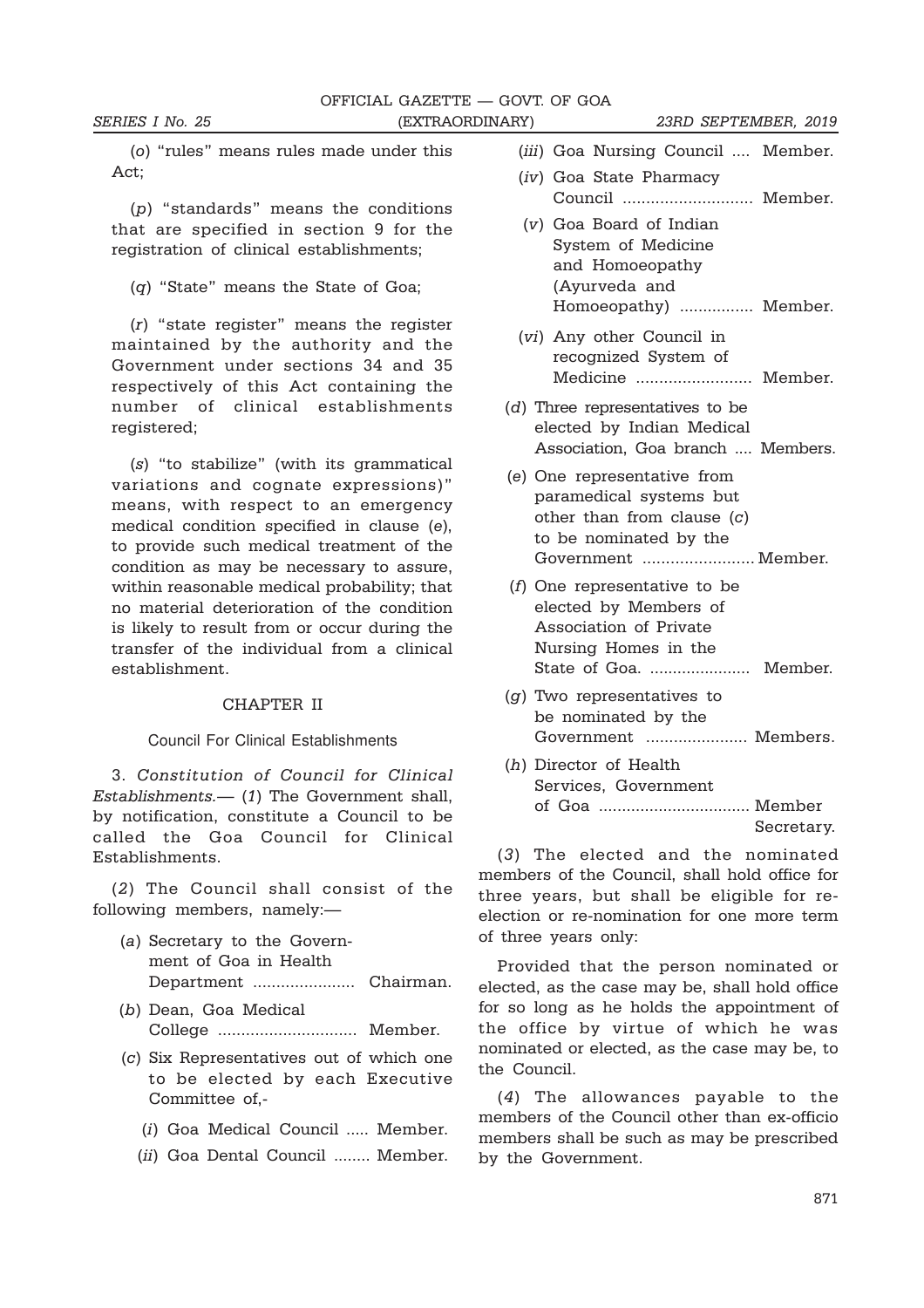(*o*) "rules" means rules made under this Act;

(*p*) "standards" means the conditions that are specified in section 9 for the registration of clinical establishments;

(*q*) "State" means the State of Goa;

(*r*) "state register" means the register maintained by the authority and the Government under sections 34 and 35 respectively of this Act containing the number of clinical establishments registered;

(*s*) "to stabilize" (with its grammatical variations and cognate expressions)" means, with respect to an emergency medical condition specified in clause (*e*), to provide such medical treatment of the condition as may be necessary to assure, within reasonable medical probability; that no material deterioration of the condition is likely to result from or occur during the transfer of the individual from a clinical establishment.

## CHAPTER II

### Council For Clinical Establishments

3. *Constitution of Council for Clinical Establishments.*— (*1*) The Government shall, by notification, constitute a Council to be called the Goa Council for Clinical Establishments.

(*2*) The Council shall consist of the following members, namely:—

(*a*) Secretary to the Government of Goa in Health Department ...................... Chairman.

(*b*) Dean, Goa Medical College .............................. Member.

(*c*) Six Representatives out of which one to be elected by each Executive Committee of,-

(*i*) Goa Medical Council ..... Member.

(*ii*) Goa Dental Council ........ Member.

(*iii*) Goa Nursing Council .... Member.

(*iv*) Goa State Pharmacy Council ............................ Member.

(*v*) Goa Board of Indian System of Medicine and Homoeopathy (Ayurveda and Homoeopathy) ................ Member.

(*vi*) Any other Council in recognized System of Medicine ......................... Member.

(*d*) Three representatives to be elected by Indian Medical Association, Goa branch .... Members.

(*e*) One representative from paramedical systems but other than from clause (*c*) to be nominated by the Government ........................ Member.

(*f*) One representative to be elected by Members of Association of Private Nursing Homes in the State of Goa. ...................... Member.

(*g*) Two representatives to be nominated by the Government ...................... Members.

(*h*) Director of Health Services, Government of Goa ................................ Member Secretary.

(*3*) The elected and the nominated members of the Council, shall hold office for three years, but shall be eligible for re-election or re-nomination for one more term of three years only:

Provided that the person nominated or elected, as the case may be, shall hold office for so long as he holds the appointment of the office by virtue of which he was nominated or elected, as the case may be, to the Council.

(*4*) The allowances payable to the members of the Council other than ex-officio members shall be such as may be prescribed by the Government.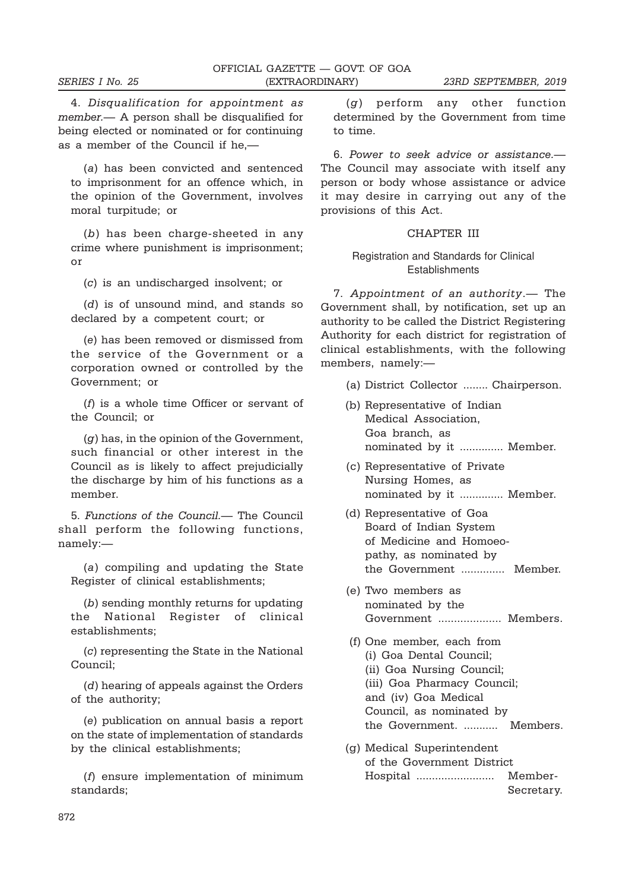4. *Disqualification for appointment as member.*— A person shall be disqualified for being elected or nominated or for continuing as a member of the Council if he,—

(*a*) has been convicted and sentenced to imprisonment for an offence which, in the opinion of the Government, involves moral turpitude; or

(*b*) has been charge-sheeted in any crime where punishment is imprisonment; or

(*c*) is an undischarged insolvent; or

(*d*) is of unsound mind, and stands so declared by a competent court; or

(*e*) has been removed or dismissed from the service of the Government or a corporation owned or controlled by the Government; or

(*f*) is a whole time Officer or servant of the Council; or

(*g*) has, in the opinion of the Government, such financial or other interest in the Council as is likely to affect prejudicially the discharge by him of his functions as a member.

5. *Functions of the Council.*— The Council shall perform the following functions, namely:—

(*a*) compiling and updating the State Register of clinical establishments;

(*b*) sending monthly returns for updating the National Register of clinical establishments;

(*c*) representing the State in the National Council;

(*d*) hearing of appeals against the Orders of the authority;

(*e*) publication on annual basis a report on the state of implementation of standards by the clinical establishments;

(*f*) ensure implementation of minimum standards;

(*g*) perform any other function determined by the Government from time to time.

6. *Power to seek advice or assistance.*— The Council may associate with itself any person or body whose assistance or advice it may desire in carrying out any of the provisions of this Act.

## CHAPTER III

### Registration and Standards for Clinical Establishments

7. *Appointment of an authority.*— The Government shall, by notification, set up an authority to be called the District Registering Authority for each district for registration of clinical establishments, with the following members, namely:—

(a) District Collector ........ Chairperson.

(b) Representative of Indian Medical Association, Goa branch, as nominated by it .............. Member.

(c) Representative of Private Nursing Homes, as nominated by it .............. Member.

(d) Representative of Goa Board of Indian System of Medicine and Homoeopathy, as nominated by the Government .............. Member.

(e) Two members as nominated by the Government .................... Members.

(f) One member, each from
(i) Goa Dental Council;
(ii) Goa Nursing Council;
(iii) Goa Pharmacy Council;
and (iv) Goa Medical Council, as nominated by the Government. ........... Members.

(g) Medical Superintendent of the Government District Hospital ......................... Member-Secretary.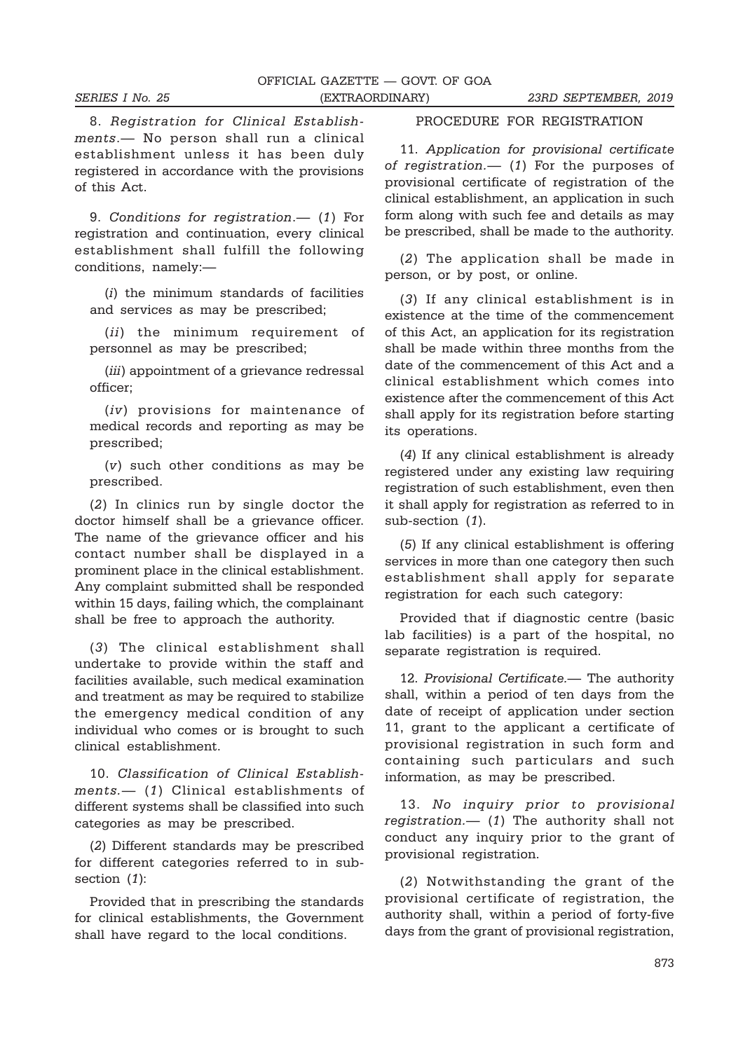8. *Registration for Clinical Establishments*.— No person shall run a clinical establishment unless it has been duly registered in accordance with the provisions of this Act.

9. *Conditions for registration*.— (*1*) For registration and continuation, every clinical establishment shall fulfill the following conditions, namely:—

(*i*) the minimum standards of facilities and services as may be prescribed;

(*ii*) the minimum requirement of personnel as may be prescribed;

(*iii*) appointment of a grievance redressal officer;

(*iv*) provisions for maintenance of medical records and reporting as may be prescribed;

(*v*) such other conditions as may be prescribed.

(*2*) In clinics run by single doctor the doctor himself shall be a grievance officer. The name of the grievance officer and his contact number shall be displayed in a prominent place in the clinical establishment. Any complaint submitted shall be responded within 15 days, failing which, the complainant shall be free to approach the authority.

(*3*) The clinical establishment shall undertake to provide within the staff and facilities available, such medical examination and treatment as may be required to stabilize the emergency medical condition of any individual who comes or is brought to such clinical establishment.

10. *Classification of Clinical Establishments*.— (*1*) Clinical establishments of different systems shall be classified into such categories as may be prescribed.

(*2*) Different standards may be prescribed for different categories referred to in sub-section (*1*):

Provided that in prescribing the standards for clinical establishments, the Government shall have regard to the local conditions.

PROCEDURE FOR REGISTRATION

11. *Application for provisional certificate of registration*.— (*1*) For the purposes of provisional certificate of registration of the clinical establishment, an application in such form along with such fee and details as may be prescribed, shall be made to the authority.

(*2*) The application shall be made in person, or by post, or online.

(*3*) If any clinical establishment is in existence at the time of the commencement of this Act, an application for its registration shall be made within three months from the date of the commencement of this Act and a clinical establishment which comes into existence after the commencement of this Act shall apply for its registration before starting its operations.

(*4*) If any clinical establishment is already registered under any existing law requiring registration of such establishment, even then it shall apply for registration as referred to in sub-section (*1*).

(*5*) If any clinical establishment is offering services in more than one category then such establishment shall apply for separate registration for each such category:

Provided that if diagnostic centre (basic lab facilities) is a part of the hospital, no separate registration is required.

12. *Provisional Certificate*.— The authority shall, within a period of ten days from the date of receipt of application under section 11, grant to the applicant a certificate of provisional registration in such form and containing such particulars and such information, as may be prescribed.

13. *No inquiry prior to provisional registration*.— (*1*) The authority shall not conduct any inquiry prior to the grant of provisional registration.

(*2*) Notwithstanding the grant of the provisional certificate of registration, the authority shall, within a period of forty-five days from the grant of provisional registration,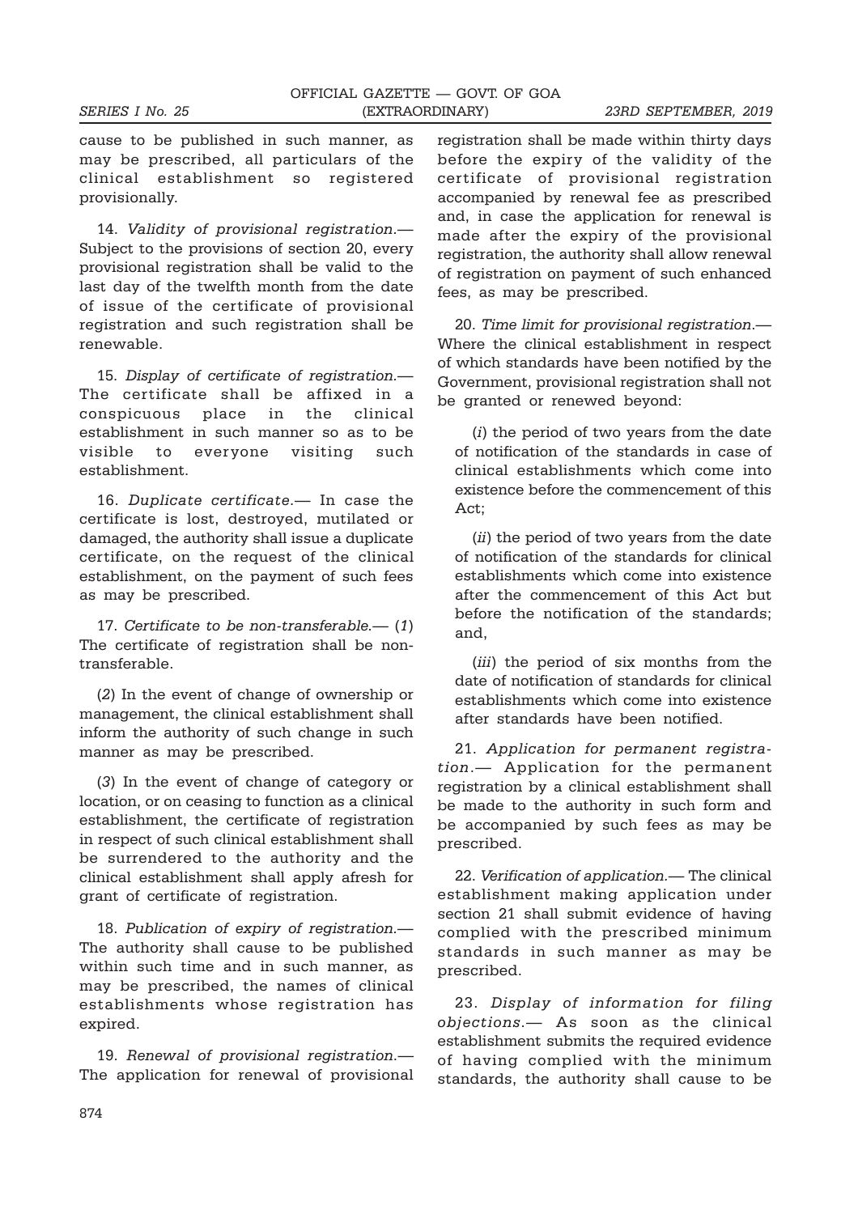cause to be published in such manner, as may be prescribed, all particulars of the clinical establishment so registered provisionally.

14. *Validity of provisional registration.*— Subject to the provisions of section 20, every provisional registration shall be valid to the last day of the twelfth month from the date of issue of the certificate of provisional registration and such registration shall be renewable.

15. *Display of certificate of registration.*— The certificate shall be affixed in a conspicuous place in the clinical establishment in such manner so as to be visible to everyone visiting such establishment.

16. *Duplicate certificate.*— In case the certificate is lost, destroyed, mutilated or damaged, the authority shall issue a duplicate certificate, on the request of the clinical establishment, on the payment of such fees as may be prescribed.

17. *Certificate to be non-transferable.*— (*1*) The certificate of registration shall be non-transferable.

(*2*) In the event of change of ownership or management, the clinical establishment shall inform the authority of such change in such manner as may be prescribed.

(*3*) In the event of change of category or location, or on ceasing to function as a clinical establishment, the certificate of registration in respect of such clinical establishment shall be surrendered to the authority and the clinical establishment shall apply afresh for grant of certificate of registration.

18. *Publication of expiry of registration.*— The authority shall cause to be published within such time and in such manner, as may be prescribed, the names of clinical establishments whose registration has expired.

19. *Renewal of provisional registration.*— The application for renewal of provisional registration shall be made within thirty days before the expiry of the validity of the certificate of provisional registration accompanied by renewal fee as prescribed and, in case the application for renewal is made after the expiry of the provisional registration, the authority shall allow renewal of registration on payment of such enhanced fees, as may be prescribed.

20. *Time limit for provisional registration.*— Where the clinical establishment in respect of which standards have been notified by the Government, provisional registration shall not be granted or renewed beyond:

(*i*) the period of two years from the date of notification of the standards in case of clinical establishments which come into existence before the commencement of this Act;

(*ii*) the period of two years from the date of notification of the standards for clinical establishments which come into existence after the commencement of this Act but before the notification of the standards; and,

(*iii*) the period of six months from the date of notification of standards for clinical establishments which come into existence after standards have been notified.

21. *Application for permanent registration.*— Application for the permanent registration by a clinical establishment shall be made to the authority in such form and be accompanied by such fees as may be prescribed.

22. *Verification of application.*— The clinical establishment making application under section 21 shall submit evidence of having complied with the prescribed minimum standards in such manner as may be prescribed.

23. *Display of information for filing objections.*— As soon as the clinical establishment submits the required evidence of having complied with the minimum standards, the authority shall cause to be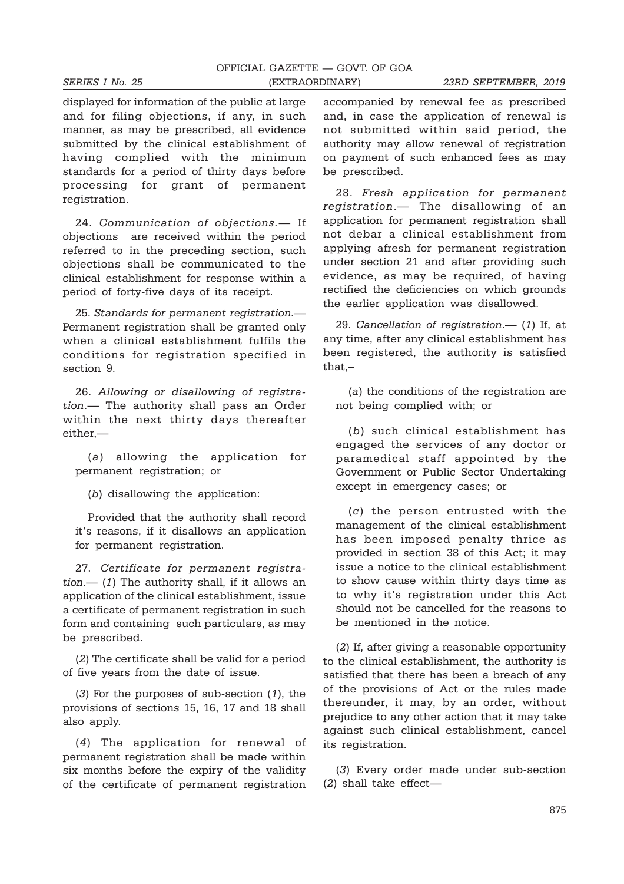displayed for information of the public at large and for filing objections, if any, in such manner, as may be prescribed, all evidence submitted by the clinical establishment of having complied with the minimum standards for a period of thirty days before processing for grant of permanent registration.

24. *Communication of objections.*— If objections are received within the period referred to in the preceding section, such objections shall be communicated to the clinical establishment for response within a period of forty-five days of its receipt.

25. *Standards for permanent registration.*— Permanent registration shall be granted only when a clinical establishment fulfils the conditions for registration specified in section 9.

26. *Allowing or disallowing of registration.*— The authority shall pass an Order within the next thirty days thereafter either,—

(*a*) allowing the application for permanent registration; or

(*b*) disallowing the application:

Provided that the authority shall record it's reasons, if it disallows an application for permanent registration.

27. *Certificate for permanent registration.*— (*1*) The authority shall, if it allows an application of the clinical establishment, issue a certificate of permanent registration in such form and containing such particulars, as may be prescribed.

(*2*) The certificate shall be valid for a period of five years from the date of issue.

(*3*) For the purposes of sub-section (*1*), the provisions of sections 15, 16, 17 and 18 shall also apply.

(*4*) The application for renewal of permanent registration shall be made within six months before the expiry of the validity of the certificate of permanent registration accompanied by renewal fee as prescribed and, in case the application of renewal is not submitted within said period, the authority may allow renewal of registration on payment of such enhanced fees as may be prescribed.

28. *Fresh application for permanent registration.*— The disallowing of an application for permanent registration shall not debar a clinical establishment from applying afresh for permanent registration under section 21 and after providing such evidence, as may be required, of having rectified the deficiencies on which grounds the earlier application was disallowed.

29. *Cancellation of registration.*— (*1*) If, at any time, after any clinical establishment has been registered, the authority is satisfied that,–

(*a*) the conditions of the registration are not being complied with; or

(*b*) such clinical establishment has engaged the services of any doctor or paramedical staff appointed by the Government or Public Sector Undertaking except in emergency cases; or

(*c*) the person entrusted with the management of the clinical establishment has been imposed penalty thrice as provided in section 38 of this Act; it may issue a notice to the clinical establishment to show cause within thirty days time as to why it's registration under this Act should not be cancelled for the reasons to be mentioned in the notice.

(*2*) If, after giving a reasonable opportunity to the clinical establishment, the authority is satisfied that there has been a breach of any of the provisions of Act or the rules made thereunder, it may, by an order, without prejudice to any other action that it may take against such clinical establishment, cancel its registration.

(*3*) Every order made under sub-section (*2*) shall take effect—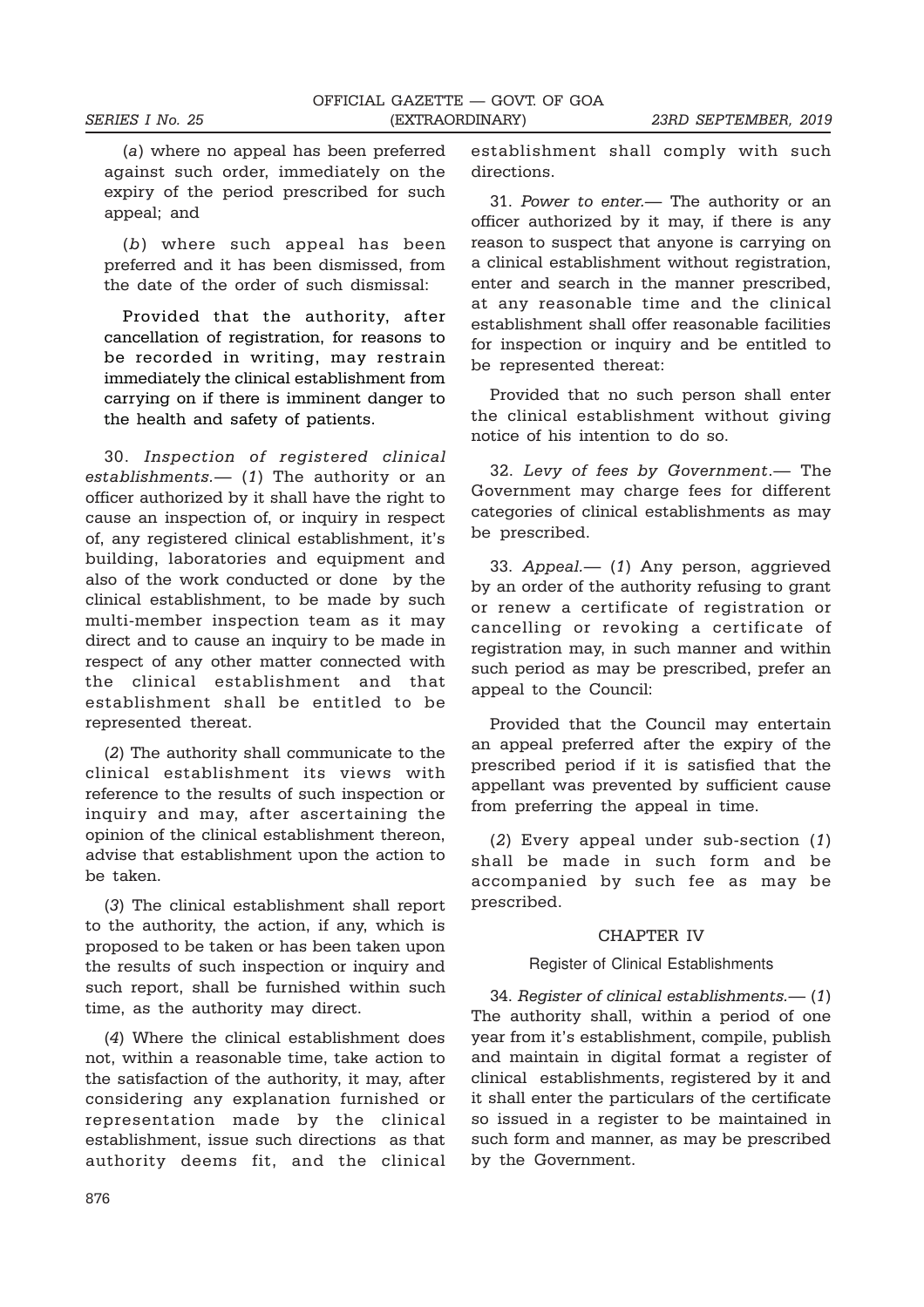(*a*) where no appeal has been preferred against such order, immediately on the expiry of the period prescribed for such appeal; and

(*b*) where such appeal has been preferred and it has been dismissed, from the date of the order of such dismissal:

Provided that the authority, after cancellation of registration, for reasons to be recorded in writing, may restrain immediately the clinical establishment from carrying on if there is imminent danger to the health and safety of patients.

30. *Inspection of registered clinical establishments.*— (*1*) The authority or an officer authorized by it shall have the right to cause an inspection of, or inquiry in respect of, any registered clinical establishment, it's building, laboratories and equipment and also of the work conducted or done by the clinical establishment, to be made by such multi-member inspection team as it may direct and to cause an inquiry to be made in respect of any other matter connected with the clinical establishment and that establishment shall be entitled to be represented thereat.

(*2*) The authority shall communicate to the clinical establishment its views with reference to the results of such inspection or inquiry and may, after ascertaining the opinion of the clinical establishment thereon, advise that establishment upon the action to be taken.

(*3*) The clinical establishment shall report to the authority, the action, if any, which is proposed to be taken or has been taken upon the results of such inspection or inquiry and such report, shall be furnished within such time, as the authority may direct.

(*4*) Where the clinical establishment does not, within a reasonable time, take action to the satisfaction of the authority, it may, after considering any explanation furnished or representation made by the clinical establishment, issue such directions as that authority deems fit, and the clinical establishment shall comply with such directions.

31. *Power to enter.*— The authority or an officer authorized by it may, if there is any reason to suspect that anyone is carrying on a clinical establishment without registration, enter and search in the manner prescribed, at any reasonable time and the clinical establishment shall offer reasonable facilities for inspection or inquiry and be entitled to be represented thereat:

Provided that no such person shall enter the clinical establishment without giving notice of his intention to do so.

32. *Levy of fees by Government.*— The Government may charge fees for different categories of clinical establishments as may be prescribed.

33. *Appeal.*— (*1*) Any person, aggrieved by an order of the authority refusing to grant or renew a certificate of registration or cancelling or revoking a certificate of registration may, in such manner and within such period as may be prescribed, prefer an appeal to the Council:

Provided that the Council may entertain an appeal preferred after the expiry of the prescribed period if it is satisfied that the appellant was prevented by sufficient cause from preferring the appeal in time.

(*2*) Every appeal under sub-section (*1*) shall be made in such form and be accompanied by such fee as may be prescribed.

## CHAPTER IV

### Register of Clinical Establishments

34. *Register of clinical establishments.*— (*1*) The authority shall, within a period of one year from it's establishment, compile, publish and maintain in digital format a register of clinical establishments, registered by it and it shall enter the particulars of the certificate so issued in a register to be maintained in such form and manner, as may be prescribed by the Government.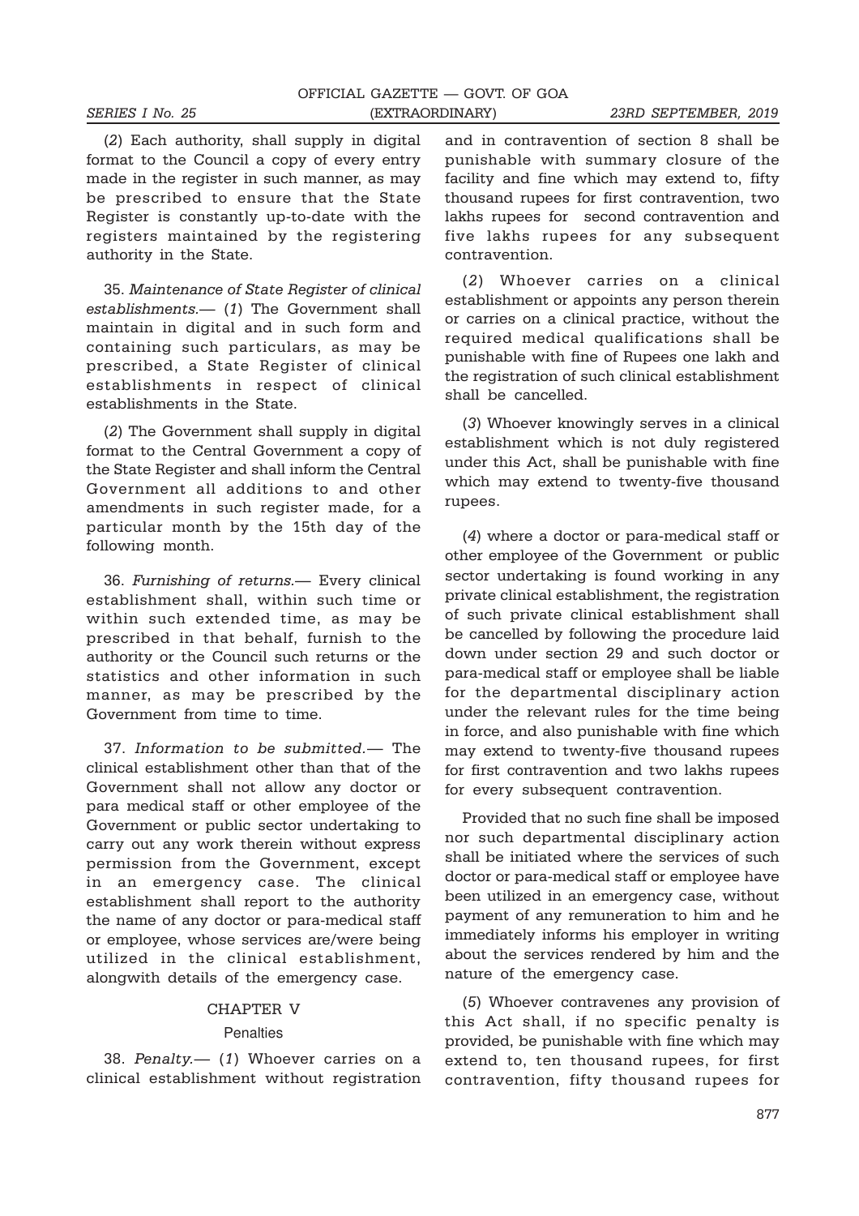(*2*) Each authority, shall supply in digital format to the Council a copy of every entry made in the register in such manner, as may be prescribed to ensure that the State Register is constantly up-to-date with the registers maintained by the registering authority in the State.

35. *Maintenance of State Register of clinical establishments*.— (*1*) The Government shall maintain in digital and in such form and containing such particulars, as may be prescribed, a State Register of clinical establishments in respect of clinical establishments in the State.

(*2*) The Government shall supply in digital format to the Central Government a copy of the State Register and shall inform the Central Government all additions to and other amendments in such register made, for a particular month by the 15th day of the following month.

36. *Furnishing of returns*.— Every clinical establishment shall, within such time or within such extended time, as may be prescribed in that behalf, furnish to the authority or the Council such returns or the statistics and other information in such manner, as may be prescribed by the Government from time to time.

37. *Information to be submitted*.— The clinical establishment other than that of the Government shall not allow any doctor or para medical staff or other employee of the Government or public sector undertaking to carry out any work therein without express permission from the Government, except in an emergency case. The clinical establishment shall report to the authority the name of any doctor or para-medical staff or employee, whose services are/were being utilized in the clinical establishment, alongwith details of the emergency case.

## CHAPTER V

### Penalties

38. *Penalty*.— (*1*) Whoever carries on a clinical establishment without registration and in contravention of section 8 shall be punishable with summary closure of the facility and fine which may extend to, fifty thousand rupees for first contravention, two lakhs rupees for second contravention and five lakhs rupees for any subsequent contravention.

(*2*) Whoever carries on a clinical establishment or appoints any person therein or carries on a clinical practice, without the required medical qualifications shall be punishable with fine of Rupees one lakh and the registration of such clinical establishment shall be cancelled.

(*3*) Whoever knowingly serves in a clinical establishment which is not duly registered under this Act, shall be punishable with fine which may extend to twenty-five thousand rupees.

(*4*) where a doctor or para-medical staff or other employee of the Government or public sector undertaking is found working in any private clinical establishment, the registration of such private clinical establishment shall be cancelled by following the procedure laid down under section 29 and such doctor or para-medical staff or employee shall be liable for the departmental disciplinary action under the relevant rules for the time being in force, and also punishable with fine which may extend to twenty-five thousand rupees for first contravention and two lakhs rupees for every subsequent contravention.

Provided that no such fine shall be imposed nor such departmental disciplinary action shall be initiated where the services of such doctor or para-medical staff or employee have been utilized in an emergency case, without payment of any remuneration to him and he immediately informs his employer in writing about the services rendered by him and the nature of the emergency case.

(*5*) Whoever contravenes any provision of this Act shall, if no specific penalty is provided, be punishable with fine which may extend to, ten thousand rupees, for first contravention, fifty thousand rupees for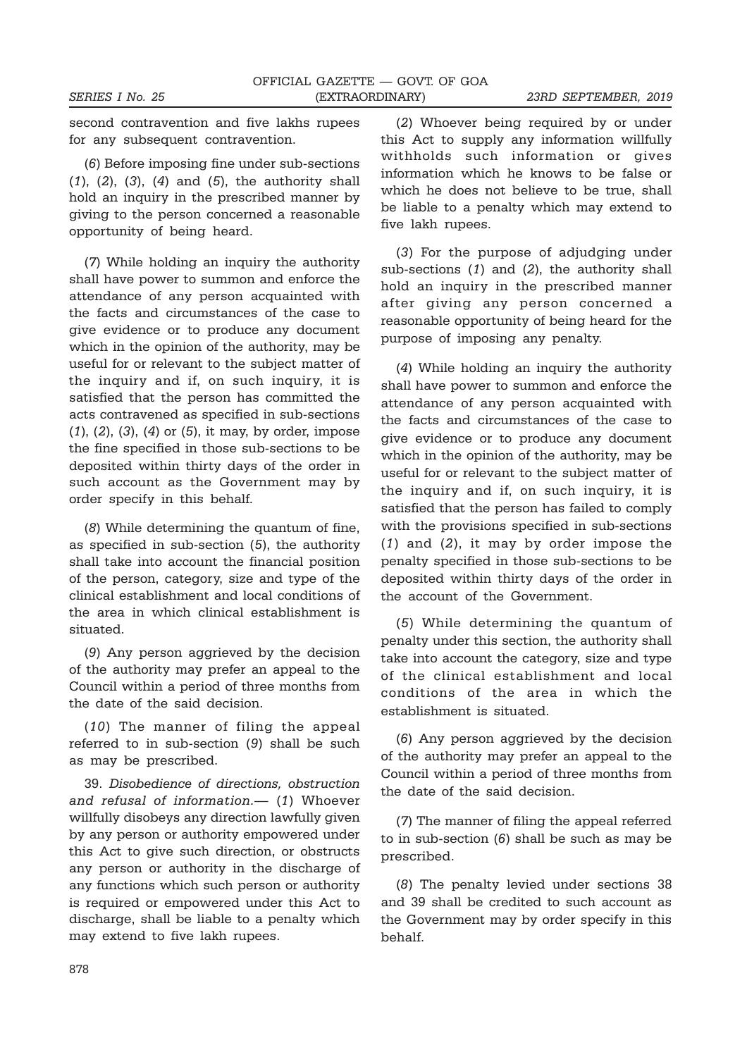second contravention and five lakhs rupees for any subsequent contravention.

(*6*) Before imposing fine under sub-sections (*1*), (*2*), (*3*), (*4*) and (*5*), the authority shall hold an inquiry in the prescribed manner by giving to the person concerned a reasonable opportunity of being heard.

(*7*) While holding an inquiry the authority shall have power to summon and enforce the attendance of any person acquainted with the facts and circumstances of the case to give evidence or to produce any document which in the opinion of the authority, may be useful for or relevant to the subject matter of the inquiry and if, on such inquiry, it is satisfied that the person has committed the acts contravened as specified in sub-sections (*1*), (*2*), (*3*), (*4*) or (*5*), it may, by order, impose the fine specified in those sub-sections to be deposited within thirty days of the order in such account as the Government may by order specify in this behalf.

(*8*) While determining the quantum of fine, as specified in sub-section (*5*), the authority shall take into account the financial position of the person, category, size and type of the clinical establishment and local conditions of the area in which clinical establishment is situated.

(*9*) Any person aggrieved by the decision of the authority may prefer an appeal to the Council within a period of three months from the date of the said decision.

(*10*) The manner of filing the appeal referred to in sub-section (*9*) shall be such as may be prescribed.

39. *Disobedience of directions, obstruction and refusal of information.*— (*1*) Whoever willfully disobeys any direction lawfully given by any person or authority empowered under this Act to give such direction, or obstructs any person or authority in the discharge of any functions which such person or authority is required or empowered under this Act to discharge, shall be liable to a penalty which may extend to five lakh rupees.

(*2*) Whoever being required by or under this Act to supply any information willfully withholds such information or gives information which he knows to be false or which he does not believe to be true, shall be liable to a penalty which may extend to five lakh rupees.

(*3*) For the purpose of adjudging under sub-sections (*1*) and (*2*), the authority shall hold an inquiry in the prescribed manner after giving any person concerned a reasonable opportunity of being heard for the purpose of imposing any penalty.

(*4*) While holding an inquiry the authority shall have power to summon and enforce the attendance of any person acquainted with the facts and circumstances of the case to give evidence or to produce any document which in the opinion of the authority, may be useful for or relevant to the subject matter of the inquiry and if, on such inquiry, it is satisfied that the person has failed to comply with the provisions specified in sub-sections (*1*) and (*2*), it may by order impose the penalty specified in those sub-sections to be deposited within thirty days of the order in the account of the Government.

(*5*) While determining the quantum of penalty under this section, the authority shall take into account the category, size and type of the clinical establishment and local conditions of the area in which the establishment is situated.

(*6*) Any person aggrieved by the decision of the authority may prefer an appeal to the Council within a period of three months from the date of the said decision.

(*7*) The manner of filing the appeal referred to in sub-section (*6*) shall be such as may be prescribed.

(*8*) The penalty levied under sections 38 and 39 shall be credited to such account as the Government may by order specify in this behalf.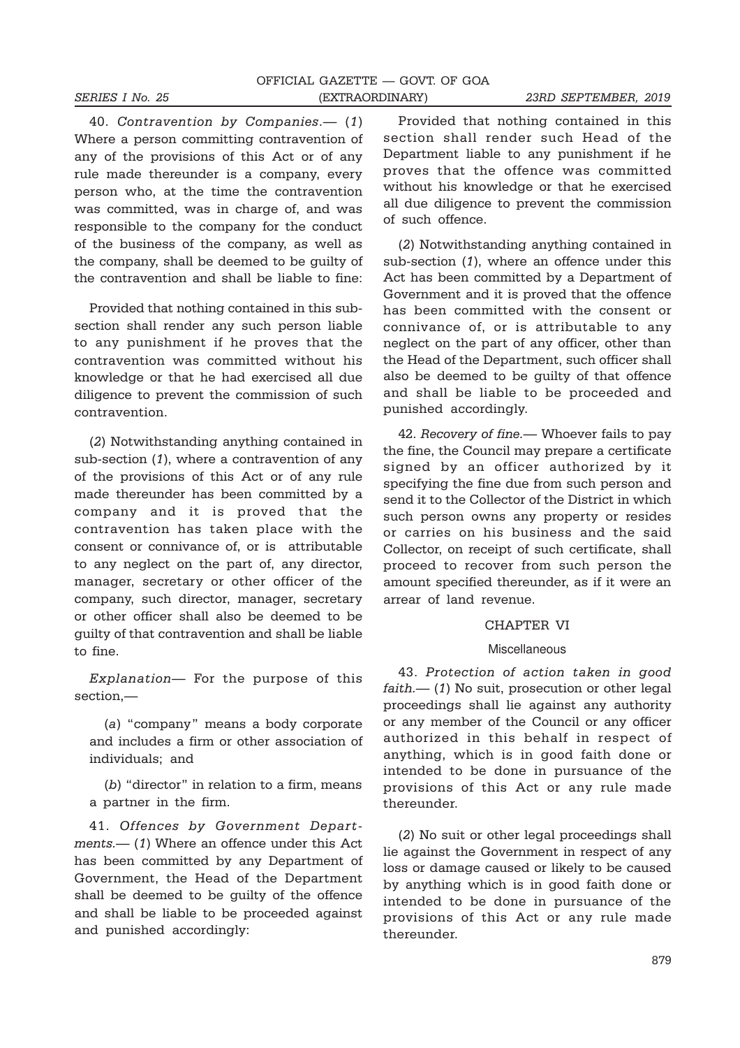40. *Contravention by Companies*.— (*1*) Where a person committing contravention of any of the provisions of this Act or of any rule made thereunder is a company, every person who, at the time the contravention was committed, was in charge of, and was responsible to the company for the conduct of the business of the company, as well as the company, shall be deemed to be guilty of the contravention and shall be liable to fine:

Provided that nothing contained in this sub-section shall render any such person liable to any punishment if he proves that the contravention was committed without his knowledge or that he had exercised all due diligence to prevent the commission of such contravention.

(*2*) Notwithstanding anything contained in sub-section (*1*), where a contravention of any of the provisions of this Act or of any rule made thereunder has been committed by a company and it is proved that the contravention has taken place with the consent or connivance of, or is attributable to any neglect on the part of, any director, manager, secretary or other officer of the company, such director, manager, secretary or other officer shall also be deemed to be guilty of that contravention and shall be liable to fine.

*Explanation*— For the purpose of this section,—

(*a*) "company" means a body corporate and includes a firm or other association of individuals; and

(*b*) "director" in relation to a firm, means a partner in the firm.

41. *Offences by Government Departments*.— (*1*) Where an offence under this Act has been committed by any Department of Government, the Head of the Department shall be deemed to be guilty of the offence and shall be liable to be proceeded against and punished accordingly:

Provided that nothing contained in this section shall render such Head of the Department liable to any punishment if he proves that the offence was committed without his knowledge or that he exercised all due diligence to prevent the commission of such offence.

(*2*) Notwithstanding anything contained in sub-section (*1*), where an offence under this Act has been committed by a Department of Government and it is proved that the offence has been committed with the consent or connivance of, or is attributable to any neglect on the part of any officer, other than the Head of the Department, such officer shall also be deemed to be guilty of that offence and shall be liable to be proceeded and punished accordingly.

42. *Recovery of fine*.— Whoever fails to pay the fine, the Council may prepare a certificate signed by an officer authorized by it specifying the fine due from such person and send it to the Collector of the District in which such person owns any property or resides or carries on his business and the said Collector, on receipt of such certificate, shall proceed to recover from such person the amount specified thereunder, as if it were an arrear of land revenue.

## CHAPTER VI

### Miscellaneous

43. *Protection of action taken in good faith*.— (*1*) No suit, prosecution or other legal proceedings shall lie against any authority or any member of the Council or any officer authorized in this behalf in respect of anything, which is in good faith done or intended to be done in pursuance of the provisions of this Act or any rule made thereunder.

(*2*) No suit or other legal proceedings shall lie against the Government in respect of any loss or damage caused or likely to be caused by anything which is in good faith done or intended to be done in pursuance of the provisions of this Act or any rule made thereunder.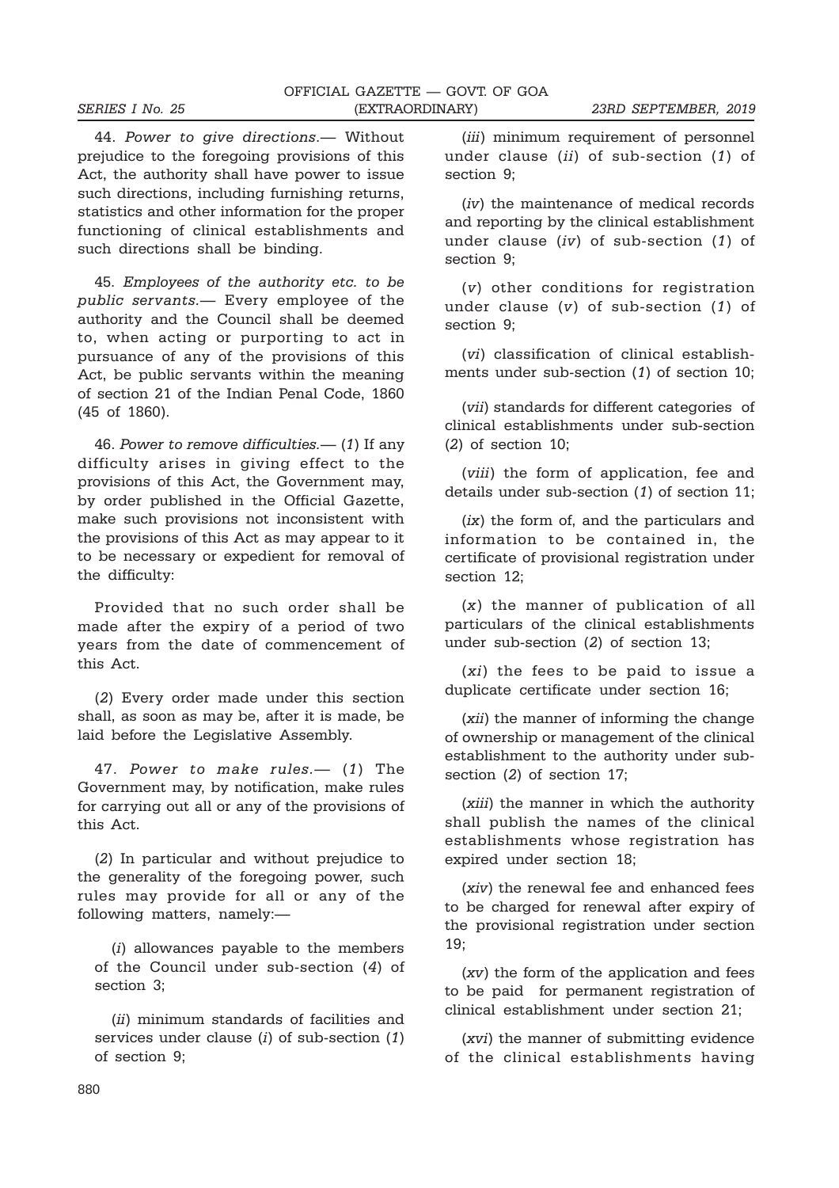44. *Power to give directions.*— Without prejudice to the foregoing provisions of this Act, the authority shall have power to issue such directions, including furnishing returns, statistics and other information for the proper functioning of clinical establishments and such directions shall be binding.

45. *Employees of the authority etc. to be public servants.*— Every employee of the authority and the Council shall be deemed to, when acting or purporting to act in pursuance of any of the provisions of this Act, be public servants within the meaning of section 21 of the Indian Penal Code, 1860 (45 of 1860).

46. *Power to remove difficulties.*— (*1*) If any difficulty arises in giving effect to the provisions of this Act, the Government may, by order published in the Official Gazette, make such provisions not inconsistent with the provisions of this Act as may appear to it to be necessary or expedient for removal of the difficulty:

Provided that no such order shall be made after the expiry of a period of two years from the date of commencement of this Act.

(*2*) Every order made under this section shall, as soon as may be, after it is made, be laid before the Legislative Assembly.

47. *Power to make rules.*— (*1*) The Government may, by notification, make rules for carrying out all or any of the provisions of this Act.

(*2*) In particular and without prejudice to the generality of the foregoing power, such rules may provide for all or any of the following matters, namely:—

(*i*) allowances payable to the members of the Council under sub-section (*4*) of section 3;

(*ii*) minimum standards of facilities and services under clause (*i*) of sub-section (*1*) of section 9;

(*iii*) minimum requirement of personnel under clause (*ii*) of sub-section (*1*) of section 9;

(*iv*) the maintenance of medical records and reporting by the clinical establishment under clause (*iv*) of sub-section (*1*) of section 9;

(*v*) other conditions for registration under clause (*v*) of sub-section (*1*) of section 9;

(*vi*) classification of clinical establishments under sub-section (*1*) of section 10;

(*vii*) standards for different categories of clinical establishments under sub-section (*2*) of section 10;

(*viii*) the form of application, fee and details under sub-section (*1*) of section 11;

(*ix*) the form of, and the particulars and information to be contained in, the certificate of provisional registration under section 12;

(*x*) the manner of publication of all particulars of the clinical establishments under sub-section (*2*) of section 13;

(*xi*) the fees to be paid to issue a duplicate certificate under section 16;

(*xii*) the manner of informing the change of ownership or management of the clinical establishment to the authority under sub-section (*2*) of section 17;

(*xiii*) the manner in which the authority shall publish the names of the clinical establishments whose registration has expired under section 18;

(*xiv*) the renewal fee and enhanced fees to be charged for renewal after expiry of the provisional registration under section 19;

(*xv*) the form of the application and fees to be paid for permanent registration of clinical establishment under section 21;

(*xvi*) the manner of submitting evidence of the clinical establishments having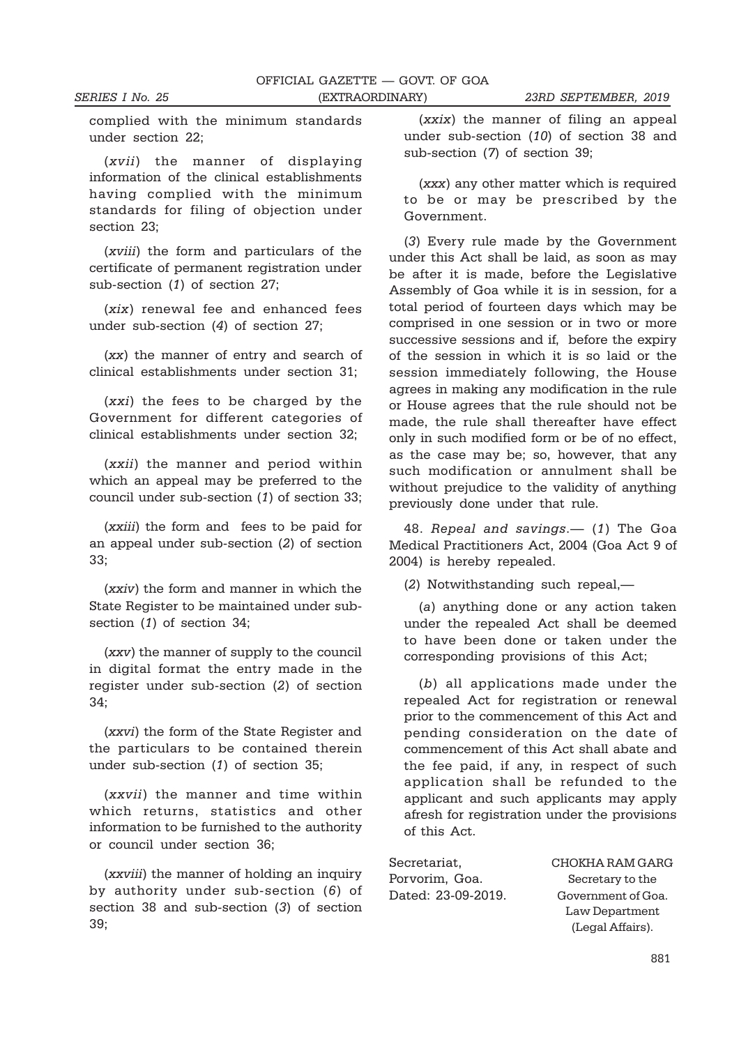complied with the minimum standards under section 22;

(*xvii*) the manner of displaying information of the clinical establishments having complied with the minimum standards for filing of objection under section 23;

(*xviii*) the form and particulars of the certificate of permanent registration under sub-section (*1*) of section 27;

(*xix*) renewal fee and enhanced fees under sub-section (*4*) of section 27;

(*xx*) the manner of entry and search of clinical establishments under section 31;

(*xxi*) the fees to be charged by the Government for different categories of clinical establishments under section 32;

(*xxii*) the manner and period within which an appeal may be preferred to the council under sub-section (*1*) of section 33;

(*xxiii*) the form and fees to be paid for an appeal under sub-section (*2*) of section 33;

(*xxiv*) the form and manner in which the State Register to be maintained under sub-section (*1*) of section 34;

(*xxv*) the manner of supply to the council in digital format the entry made in the register under sub-section (*2*) of section 34;

(*xxvi*) the form of the State Register and the particulars to be contained therein under sub-section (*1*) of section 35;

(*xxvii*) the manner and time within which returns, statistics and other information to be furnished to the authority or council under section 36;

(*xxviii*) the manner of holding an inquiry by authority under sub-section (*6*) of section 38 and sub-section (*3*) of section 39;

(*xxix*) the manner of filing an appeal under sub-section (*10*) of section 38 and sub-section (*7*) of section 39;

(*xxx*) any other matter which is required to be or may be prescribed by the Government.

(*3*) Every rule made by the Government under this Act shall be laid, as soon as may be after it is made, before the Legislative Assembly of Goa while it is in session, for a total period of fourteen days which may be comprised in one session or in two or more successive sessions and if, before the expiry of the session in which it is so laid or the session immediately following, the House agrees in making any modification in the rule or House agrees that the rule should not be made, the rule shall thereafter have effect only in such modified form or be of no effect, as the case may be; so, however, that any such modification or annulment shall be without prejudice to the validity of anything previously done under that rule.

48. *Repeal and savings*.— (*1*) The Goa Medical Practitioners Act, 2004 (Goa Act 9 of 2004) is hereby repealed.

(*2*) Notwithstanding such repeal,—

(*a*) anything done or any action taken under the repealed Act shall be deemed to have been done or taken under the corresponding provisions of this Act;

(*b*) all applications made under the repealed Act for registration or renewal prior to the commencement of this Act and pending consideration on the date of commencement of this Act shall abate and the fee paid, if any, in respect of such application shall be refunded to the applicant and such applicants may apply afresh for registration under the provisions of this Act.

Secretariat,
Porvorim, Goa.
Dated: 23-09-2019.

CHOKHA RAM GARG
Secretary to the
Government of Goa.
Law Department
(Legal Affairs).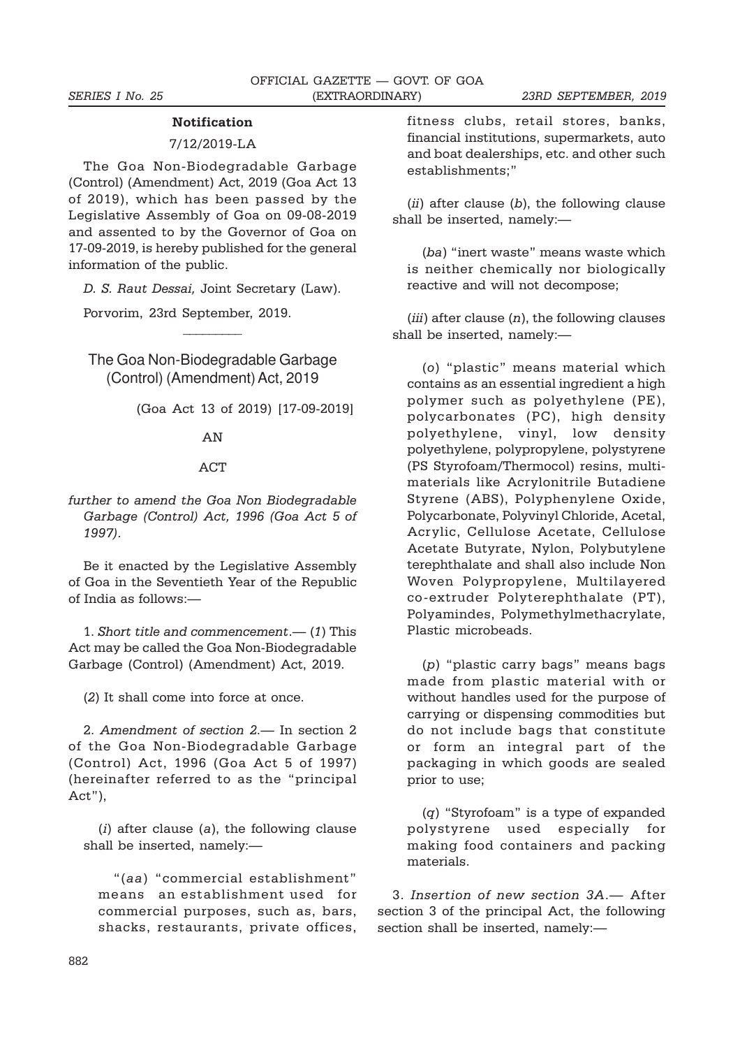**Notification**

7/12/2019-LA

The Goa Non-Biodegradable Garbage (Control) (Amendment) Act, 2019 (Goa Act 13 of 2019), which has been passed by the Legislative Assembly of Goa on 09-08-2019 and assented to by the Governor of Goa on 17-09-2019, is hereby published for the general information of the public.

*D. S. Raut Dessai,* Joint Secretary (Law).

Porvorim, 23rd September, 2019.

________

## The Goa Non-Biodegradable Garbage (Control) (Amendment) Act, 2019

(Goa Act 13 of 2019) [17-09-2019]

AN

ACT

*further to amend the Goa Non Biodegradable Garbage (Control) Act, 1996 (Goa Act 5 of 1997).*

Be it enacted by the Legislative Assembly of Goa in the Seventieth Year of the Republic of India as follows:—

1. *Short title and commencement.*— (*1*) This Act may be called the Goa Non-Biodegradable Garbage (Control) (Amendment) Act, 2019.

(*2*) It shall come into force at once.

2. *Amendment of section 2.*— In section 2 of the Goa Non-Biodegradable Garbage (Control) Act, 1996 (Goa Act 5 of 1997) (hereinafter referred to as the "principal Act"),

(*i*) after clause (*a*), the following clause shall be inserted, namely:—

"(*aa*) "commercial establishment" means an establishment used for commercial purposes, such as, bars, shacks, restaurants, private offices, fitness clubs, retail stores, banks, financial institutions, supermarkets, auto and boat dealerships, etc. and other such establishments;"

(*ii*) after clause (*b*), the following clause shall be inserted, namely:—

(*ba*) "inert waste" means waste which is neither chemically nor biologically reactive and will not decompose;

(*iii*) after clause (*n*), the following clauses shall be inserted, namely:—

(*o*) "plastic" means material which contains as an essential ingredient a high polymer such as polyethylene (PE), polycarbonates (PC), high density polyethylene, vinyl, low density polyethylene, polypropylene, polystyrene (PS Styrofoam/Thermocol) resins, multi-materials like Acrylonitrile Butadiene Styrene (ABS), Polyphenylene Oxide, Polycarbonate, Polyvinyl Chloride, Acetal, Acrylic, Cellulose Acetate, Cellulose Acetate Butyrate, Nylon, Polybutylene terephthalate and shall also include Non Woven Polypropylene, Multilayered co-extruder Polyterephthalate (PT), Polyamindes, Polymethylmethacrylate, Plastic microbeads.

(*p*) "plastic carry bags" means bags made from plastic material with or without handles used for the purpose of carrying or dispensing commodities but do not include bags that constitute or form an integral part of the packaging in which goods are sealed prior to use;

(*q*) "Styrofoam" is a type of expanded polystyrene used especially for making food containers and packing materials.

3. *Insertion of new section 3A.*— After section 3 of the principal Act, the following section shall be inserted, namely:—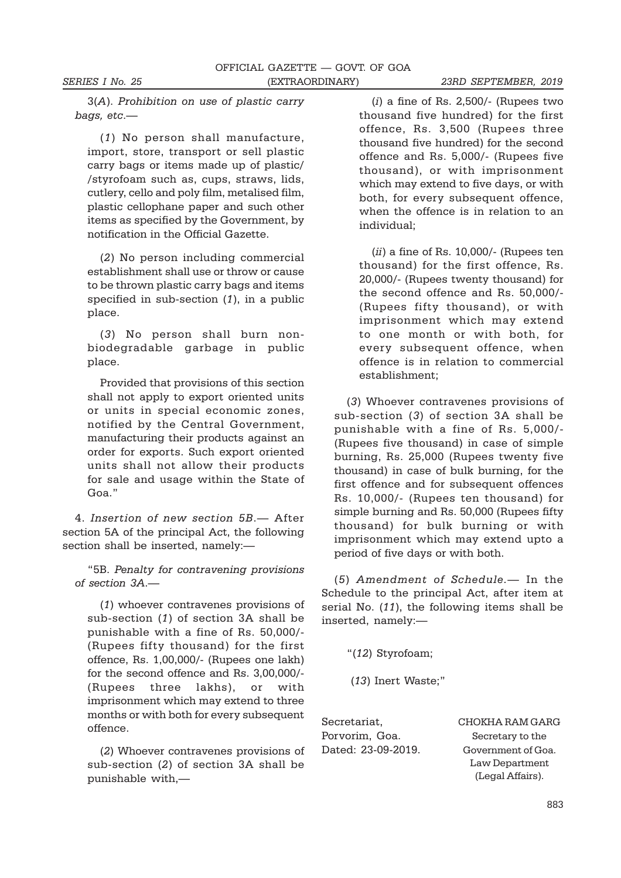3(*A*). *Prohibition on use of plastic carry bags, etc.*—

(*1*) No person shall manufacture, import, store, transport or sell plastic carry bags or items made up of plastic/ /styrofoam such as, cups, straws, lids, cutlery, cello and poly film, metalised film, plastic cellophane paper and such other items as specified by the Government, by notification in the Official Gazette.

(*2*) No person including commercial establishment shall use or throw or cause to be thrown plastic carry bags and items specified in sub-section (*1*), in a public place.

(*3*) No person shall burn non-biodegradable garbage in public place.

Provided that provisions of this section shall not apply to export oriented units or units in special economic zones, notified by the Central Government, manufacturing their products against an order for exports. Such export oriented units shall not allow their products for sale and usage within the State of Goa."

4. *Insertion of new section 5B*.— After section 5A of the principal Act, the following section shall be inserted, namely:—

"5B. *Penalty for contravening provisions of section 3A*.—

(*1*) whoever contravenes provisions of sub-section (*1*) of section 3A shall be punishable with a fine of Rs. 50,000/- (Rupees fifty thousand) for the first offence, Rs. 1,00,000/- (Rupees one lakh) for the second offence and Rs. 3,00,000/- (Rupees three lakhs), or with imprisonment which may extend to three months or with both for every subsequent offence.

(*2*) Whoever contravenes provisions of sub-section (*2*) of section 3A shall be punishable with,—

(*i*) a fine of Rs. 2,500/- (Rupees two thousand five hundred) for the first offence, Rs. 3,500 (Rupees three thousand five hundred) for the second offence and Rs. 5,000/- (Rupees five thousand), or with imprisonment which may extend to five days, or with both, for every subsequent offence, when the offence is in relation to an individual;

(*ii*) a fine of Rs. 10,000/- (Rupees ten thousand) for the first offence, Rs. 20,000/- (Rupees twenty thousand) for the second offence and Rs. 50,000/- (Rupees fifty thousand), or with imprisonment which may extend to one month or with both, for every subsequent offence, when offence is in relation to commercial establishment;

(*3*) Whoever contravenes provisions of sub-section (*3*) of section 3A shall be punishable with a fine of Rs. 5,000/- (Rupees five thousand) in case of simple burning, Rs. 25,000 (Rupees twenty five thousand) in case of bulk burning, for the first offence and for subsequent offences Rs. 10,000/- (Rupees ten thousand) for simple burning and Rs. 50,000 (Rupees fifty thousand) for bulk burning or with imprisonment which may extend upto a period of five days or with both.

(*5*) *Amendment of Schedule*.— In the Schedule to the principal Act, after item at serial No. (*11*), the following items shall be inserted, namely:—

"(*12*) Styrofoam;

(*13*) Inert Waste;"

Secretariat,
Porvorim, Goa.
Dated: 23-09-2019.

CHOKHA RAM GARG
Secretary to the
Government of Goa.
Law Department
(Legal Affairs).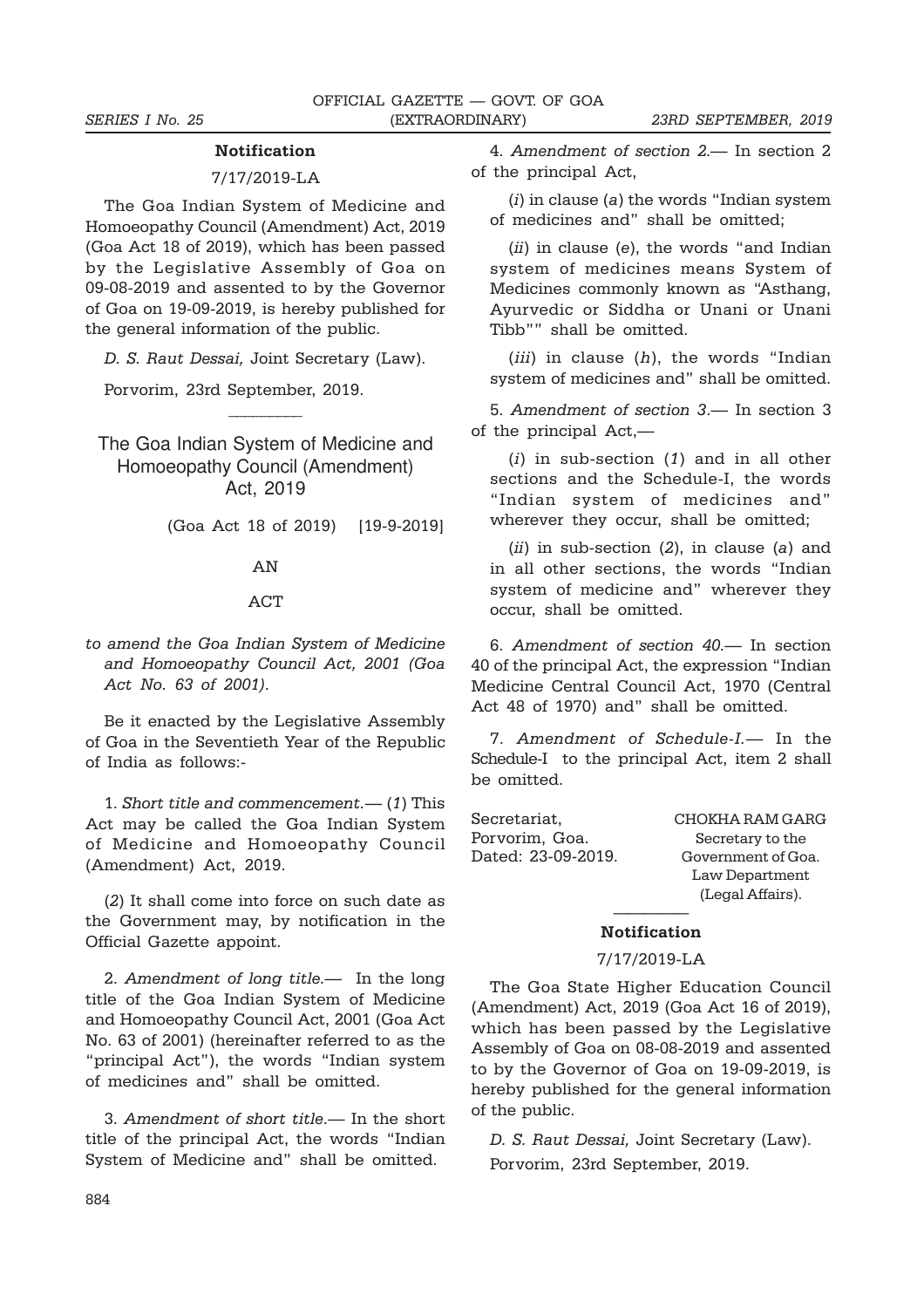### Notification

7/17/2019-LA

The Goa Indian System of Medicine and Homoeopathy Council (Amendment) Act, 2019 (Goa Act 18 of 2019), which has been passed by the Legislative Assembly of Goa on 09-08-2019 and assented to by the Governor of Goa on 19-09-2019, is hereby published for the general information of the public.

*D. S. Raut Dessai,* Joint Secretary (Law).

Porvorim, 23rd September, 2019.

---

## The Goa Indian System of Medicine and Homoeopathy Council (Amendment) Act, 2019

(Goa Act 18 of 2019) [19-9-2019]

AN

ACT

*to amend the Goa Indian System of Medicine and Homoeopathy Council Act, 2001 (Goa Act No. 63 of 2001).*

Be it enacted by the Legislative Assembly of Goa in the Seventieth Year of the Republic of India as follows:-

1. *Short title and commencement.*— (*1*) This Act may be called the Goa Indian System of Medicine and Homoeopathy Council (Amendment) Act, 2019.

(*2*) It shall come into force on such date as the Government may, by notification in the Official Gazette appoint.

2. *Amendment of long title.*— In the long title of the Goa Indian System of Medicine and Homoeopathy Council Act, 2001 (Goa Act No. 63 of 2001) (hereinafter referred to as the "principal Act"), the words "Indian system of medicines and" shall be omitted.

3. *Amendment of short title*.— In the short title of the principal Act, the words "Indian System of Medicine and" shall be omitted.

4. *Amendment of section 2.*— In section 2 of the principal Act,

(*i*) in clause (*a*) the words "Indian system of medicines and" shall be omitted;

(*ii*) in clause (*e*), the words "and Indian system of medicines means System of Medicines commonly known as "Asthang, Ayurvedic or Siddha or Unani or Unani Tibb"" shall be omitted.

(*iii*) in clause (*h*), the words "Indian system of medicines and" shall be omitted.

5. *Amendment of section 3*.— In section 3 of the principal Act,—

(*i*) in sub-section (*1*) and in all other sections and the Schedule-I, the words "Indian system of medicines and" wherever they occur, shall be omitted;

(*ii*) in sub-section (*2*), in clause (*a*) and in all other sections, the words "Indian system of medicine and" wherever they occur, shall be omitted.

6. *Amendment of section 40.*— In section 40 of the principal Act, the expression "Indian Medicine Central Council Act, 1970 (Central Act 48 of 1970) and" shall be omitted.

7. *Amendment of Schedule-I.*— In the Schedule-I to the principal Act, item 2 shall be omitted.

Secretariat,
Porvorim, Goa.
Dated: 23-09-2019.

CHOKHA RAM GARG
Secretary to the
Government of Goa.
Law Department
(Legal Affairs).

---

### Notification

7/17/2019-LA

The Goa State Higher Education Council (Amendment) Act, 2019 (Goa Act 16 of 2019), which has been passed by the Legislative Assembly of Goa on 08-08-2019 and assented to by the Governor of Goa on 19-09-2019, is hereby published for the general information of the public.

*D. S. Raut Dessai,* Joint Secretary (Law).

Porvorim, 23rd September, 2019.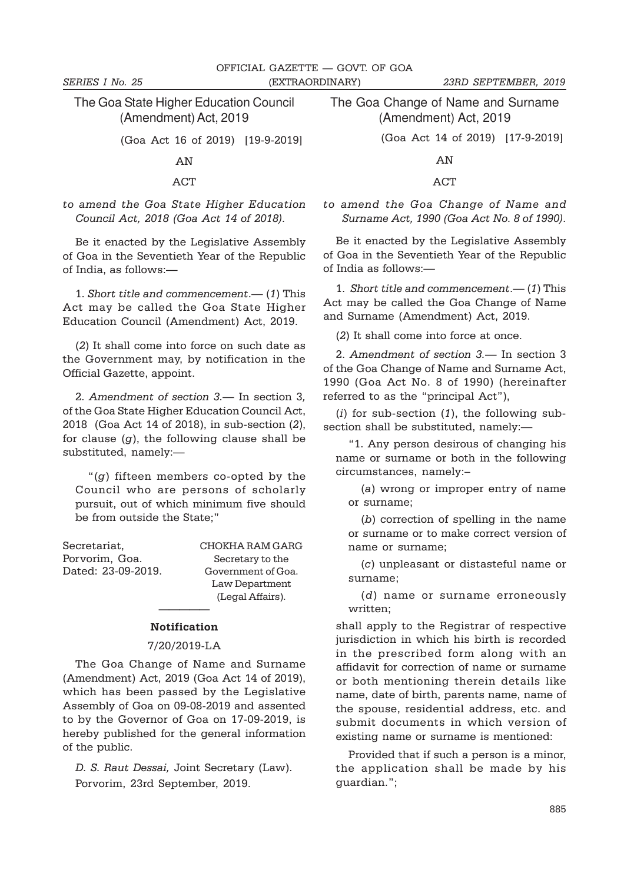## The Goa State Higher Education Council (Amendment) Act, 2019

(Goa Act 16 of 2019) [19-9-2019]

AN

ACT

*to amend the Goa State Higher Education Council Act, 2018 (Goa Act 14 of 2018).*

Be it enacted by the Legislative Assembly of Goa in the Seventieth Year of the Republic of India, as follows:—

1. *Short title and commencement*.— (*1*) This Act may be called the Goa State Higher Education Council (Amendment) Act, 2019.

(*2*) It shall come into force on such date as the Government may, by notification in the Official Gazette, appoint.

2. *Amendment of section 3*.— In section 3, of the Goa State Higher Education Council Act, 2018 (Goa Act 14 of 2018), in sub-section (*2*), for clause (*g*), the following clause shall be substituted, namely:—

"(*g*) fifteen members co-opted by the Council who are persons of scholarly pursuit, out of which minimum five should be from outside the State;"

Secretariat,
Porvorim, Goa.
Dated: 23-09-2019.

CHOKHA RAM GARG
Secretary to the
Government of Goa.
Law Department
(Legal Affairs).

---

### Notification

7/20/2019-LA

The Goa Change of Name and Surname (Amendment) Act, 2019 (Goa Act 14 of 2019), which has been passed by the Legislative Assembly of Goa on 09-08-2019 and assented to by the Governor of Goa on 17-09-2019, is hereby published for the general information of the public.

*D. S. Raut Dessai,* Joint Secretary (Law).

Porvorim, 23rd September, 2019.

## The Goa Change of Name and Surname (Amendment) Act, 2019

(Goa Act 14 of 2019) [17-9-2019]

AN

ACT

*to amend the Goa Change of Name and Surname Act, 1990 (Goa Act No. 8 of 1990).*

Be it enacted by the Legislative Assembly of Goa in the Seventieth Year of the Republic of India as follows:—

1. *Short title and commencement*.— (*1*) This Act may be called the Goa Change of Name and Surname (Amendment) Act, 2019.

(*2*) It shall come into force at once.

2. *Amendment of section 3*.— In section 3 of the Goa Change of Name and Surname Act, 1990 (Goa Act No. 8 of 1990) (hereinafter referred to as the "principal Act"),

(*i*) for sub-section (*1*), the following sub-section shall be substituted, namely:—

"1. Any person desirous of changing his name or surname or both in the following circumstances, namely:–

(*a*) wrong or improper entry of name or surname;

(*b*) correction of spelling in the name or surname or to make correct version of name or surname;

(*c*) unpleasant or distasteful name or surname;

(*d*) name or surname erroneously written;

shall apply to the Registrar of respective jurisdiction in which his birth is recorded in the prescribed form along with an affidavit for correction of name or surname or both mentioning therein details like name, date of birth, parents name, name of the spouse, residential address, etc. and submit documents in which version of existing name or surname is mentioned:

Provided that if such a person is a minor, the application shall be made by his guardian.";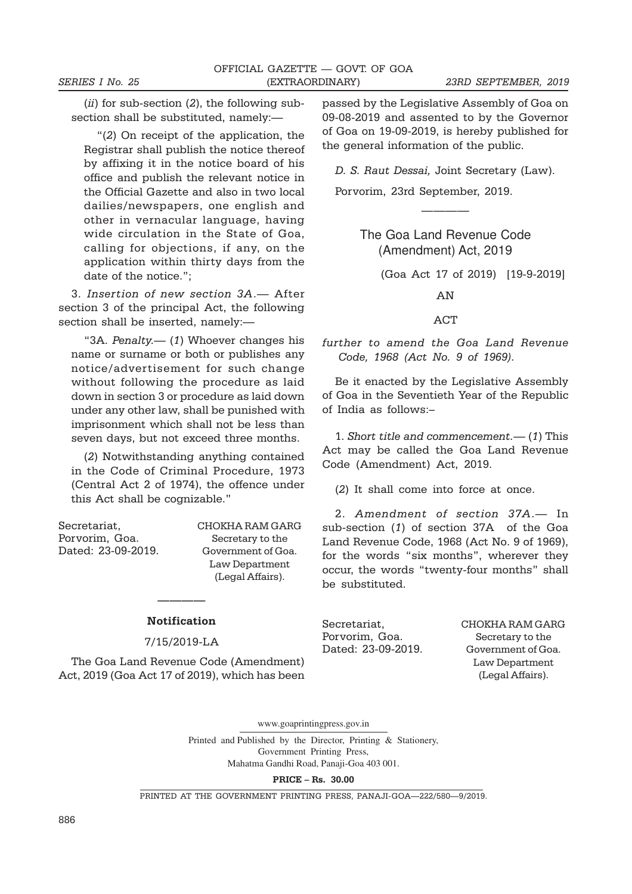(*ii*) for sub-section (*2*), the following sub-section shall be substituted, namely:—

"(*2*) On receipt of the application, the Registrar shall publish the notice thereof by affixing it in the notice board of his office and publish the relevant notice in the Official Gazette and also in two local dailies/newspapers, one english and other in vernacular language, having wide circulation in the State of Goa, calling for objections, if any, on the application within thirty days from the date of the notice.";

3. *Insertion of new section 3A*.— After section 3 of the principal Act, the following section shall be inserted, namely:—

"3A. *Penalty*.— (*1*) Whoever changes his name or surname or both or publishes any notice/advertisement for such change without following the procedure as laid down in section 3 or procedure as laid down under any other law, shall be punished with imprisonment which shall not be less than seven days, but not exceed three months.

(*2*) Notwithstanding anything contained in the Code of Criminal Procedure, 1973 (Central Act 2 of 1974), the offence under this Act shall be cognizable."

Secretariat,
Porvorim, Goa.
Dated: 23-09-2019.

CHOKHA RAM GARG
Secretary to the
Government of Goa.
Law Department
(Legal Affairs).

———

**Notification**

7/15/2019-LA

The Goa Land Revenue Code (Amendment) Act, 2019 (Goa Act 17 of 2019), which has been passed by the Legislative Assembly of Goa on 09-08-2019 and assented to by the Governor of Goa on 19-09-2019, is hereby published for the general information of the public.

*D. S. Raut Dessai,* Joint Secretary (Law).

Porvorim, 23rd September, 2019.

———

## The Goa Land Revenue Code (Amendment) Act, 2019

(Goa Act 17 of 2019) [19-9-2019]

AN

ACT

*further to amend the Goa Land Revenue Code, 1968 (Act No. 9 of 1969).*

Be it enacted by the Legislative Assembly of Goa in the Seventieth Year of the Republic of India as follows:–

1. *Short title and commencement.*— (*1*) This Act may be called the Goa Land Revenue Code (Amendment) Act, 2019.

(*2*) It shall come into force at once.

2. *Amendment of section 37A.*— In sub-section (*1*) of section 37A of the Goa Land Revenue Code, 1968 (Act No. 9 of 1969), for the words "six months", wherever they occur, the words "twenty-four months" shall be substituted.

Secretariat,
Porvorim, Goa.
Dated: 23-09-2019.

CHOKHA RAM GARG
Secretary to the
Government of Goa.
Law Department
(Legal Affairs).

www.goaprintingpress.gov.in

Printed and Published by the Director, Printing & Stationery,
Government Printing Press,
Mahatma Gandhi Road, Panaji-Goa 403 001.

**PRICE – Rs. 30.00**

PRINTED AT THE GOVERNMENT PRINTING PRESS, PANAJI-GOA—222/580—9/2019.